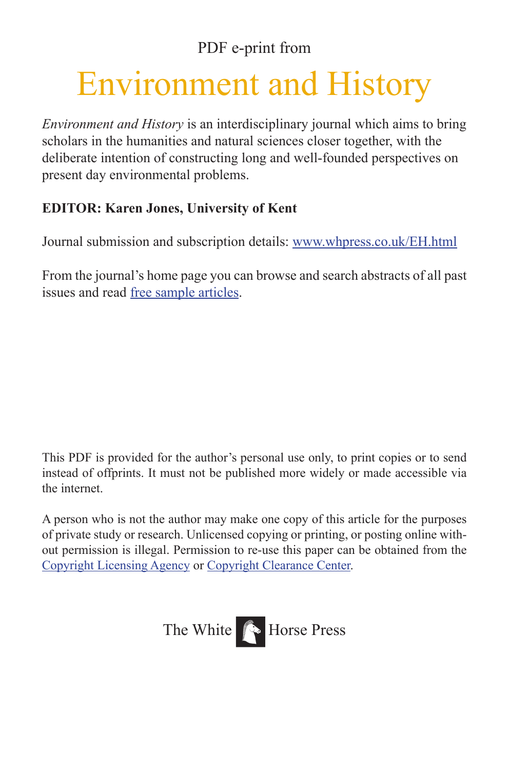PDF e-print from

# Environment and History

*Environment and History* is an interdisciplinary journal which aims to bring scholars in the humanities and natural sciences closer together, with the deliberate intention of constructing long and well-founded perspectives on present day environmental problems.

**EDITOR: Karen Jones, University of Kent**

Journal submission and subscription details: www.whpress.co.uk/EH.html

From the journal's home page you can browse and search abstracts of all past issues and read free sample articles.

This PDF is provided for the author's personal use only, to print copies or to send instead of offprints. It must not be published more widely or made accessible via the internet.

A person who is not the author may make one copy of this article for the purposes of private study or research. Unlicensed copying or printing, or posting online without permission is illegal. Permission to re-use this paper can be obtained from the Copyright Licensing Agency or Copyright Clearance Center.

The White Horse Press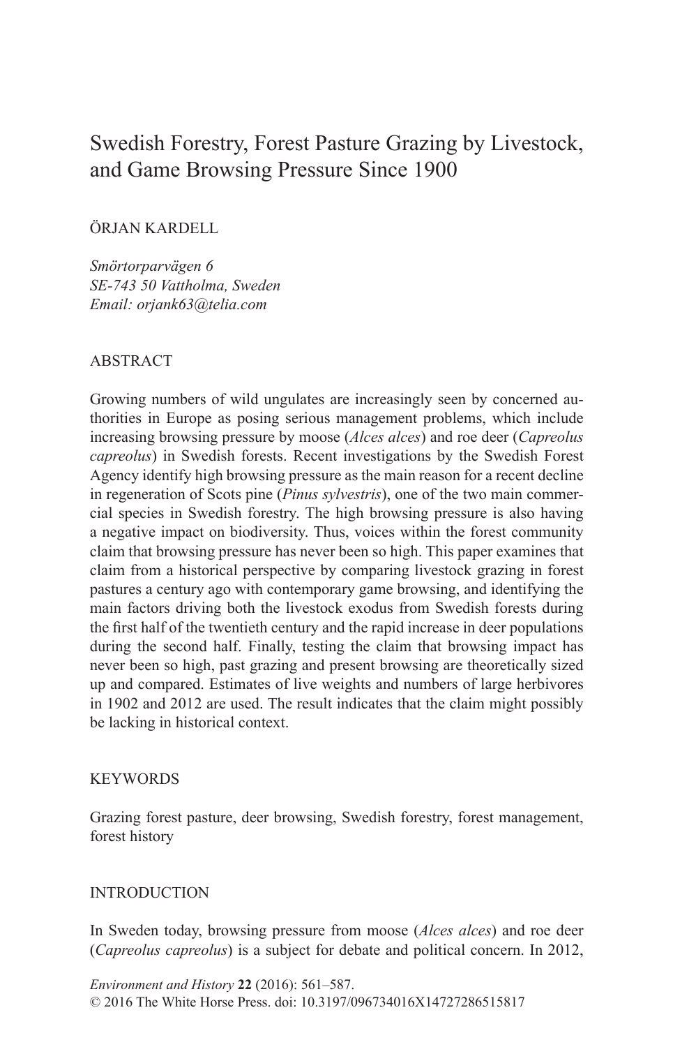# Swedish Forestry, Forest Pasture Grazing by Livestock, and Game Browsing Pressure Since 1900

ÖRJAN KARDELL

*Smörtorparvägen 6*
*SE-743 50 Vattholma, Sweden*
*Email: orjank63@telia.com*

## ABSTRACT

Growing numbers of wild ungulates are increasingly seen by concerned authorities in Europe as posing serious management problems, which include increasing browsing pressure by moose (*Alces alces*) and roe deer (*Capreolus capreolus*) in Swedish forests. Recent investigations by the Swedish Forest Agency identify high browsing pressure as the main reason for a recent decline in regeneration of Scots pine (*Pinus sylvestris*), one of the two main commercial species in Swedish forestry. The high browsing pressure is also having a negative impact on biodiversity. Thus, voices within the forest community claim that browsing pressure has never been so high. This paper examines that claim from a historical perspective by comparing livestock grazing in forest pastures a century ago with contemporary game browsing, and identifying the main factors driving both the livestock exodus from Swedish forests during the first half of the twentieth century and the rapid increase in deer populations during the second half. Finally, testing the claim that browsing impact has never been so high, past grazing and present browsing are theoretically sized up and compared. Estimates of live weights and numbers of large herbivores in 1902 and 2012 are used. The result indicates that the claim might possibly be lacking in historical context.

## KEYWORDS

Grazing forest pasture, deer browsing, Swedish forestry, forest management, forest history

## INTRODUCTION

In Sweden today, browsing pressure from moose (*Alces alces*) and roe deer (*Capreolus capreolus*) is a subject for debate and political concern. In 2012,

*Environment and History* **22** (2016): 561–587.
© 2016 The White Horse Press. doi: 10.3197/096734016X14727286515817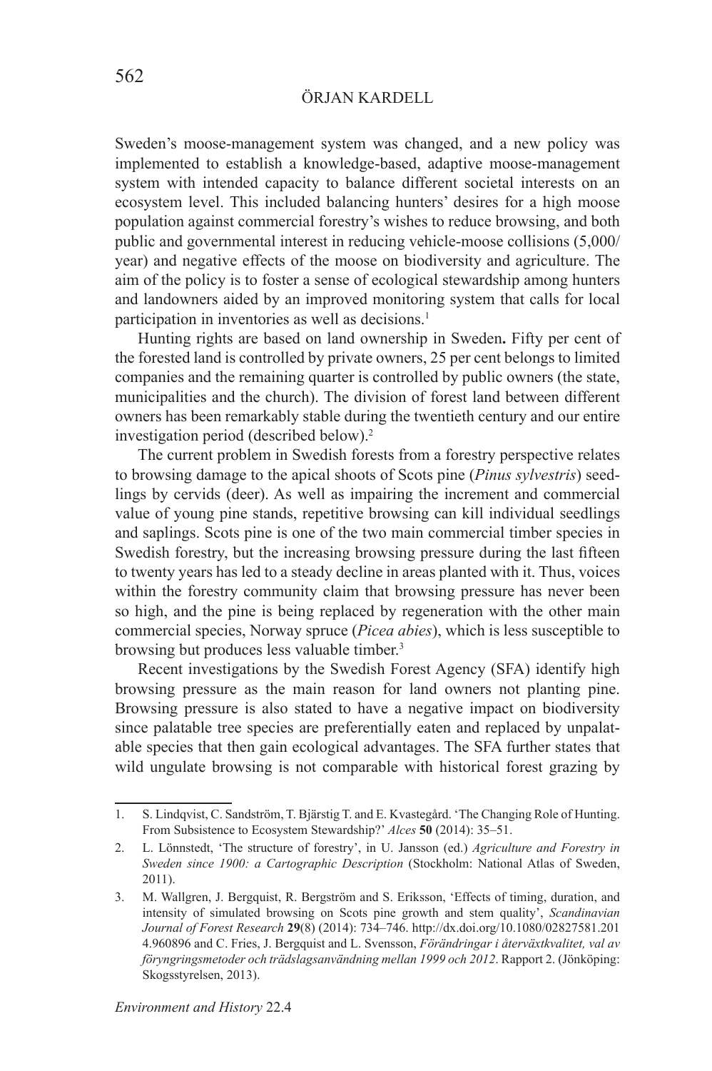Sweden's moose-management system was changed, and a new policy was implemented to establish a knowledge-based, adaptive moose-management system with intended capacity to balance different societal interests on an ecosystem level. This included balancing hunters' desires for a high moose population against commercial forestry's wishes to reduce browsing, and both public and governmental interest in reducing vehicle-moose collisions (5,000/year) and negative effects of the moose on biodiversity and agriculture. The aim of the policy is to foster a sense of ecological stewardship among hunters and landowners aided by an improved monitoring system that calls for local participation in inventories as well as decisions.[1]

Hunting rights are based on land ownership in Sweden**.** Fifty per cent of the forested land is controlled by private owners, 25 per cent belongs to limited companies and the remaining quarter is controlled by public owners (the state, municipalities and the church). The division of forest land between different owners has been remarkably stable during the twentieth century and our entire investigation period (described below).[2]

The current problem in Swedish forests from a forestry perspective relates to browsing damage to the apical shoots of Scots pine (*Pinus sylvestris*) seedlings by cervids (deer). As well as impairing the increment and commercial value of young pine stands, repetitive browsing can kill individual seedlings and saplings. Scots pine is one of the two main commercial timber species in Swedish forestry, but the increasing browsing pressure during the last fifteen to twenty years has led to a steady decline in areas planted with it. Thus, voices within the forestry community claim that browsing pressure has never been so high, and the pine is being replaced by regeneration with the other main commercial species, Norway spruce (*Picea abies*), which is less susceptible to browsing but produces less valuable timber.[3]

Recent investigations by the Swedish Forest Agency (SFA) identify high browsing pressure as the main reason for land owners not planting pine. Browsing pressure is also stated to have a negative impact on biodiversity since palatable tree species are preferentially eaten and replaced by unpalatable species that then gain ecological advantages. The SFA further states that wild ungulate browsing is not comparable with historical forest grazing by

1. S. Lindqvist, C. Sandström, T. Bjärstig T. and E. Kvastegård. 'The Changing Role of Hunting. From Subsistence to Ecosystem Stewardship?' *Alces* **50** (2014): 35–51.
2. L. Lönnstedt, 'The structure of forestry', in U. Jansson (ed.) *Agriculture and Forestry in Sweden since 1900: a Cartographic Description* (Stockholm: National Atlas of Sweden, 2011).
3. M. Wallgren, J. Bergquist, R. Bergström and S. Eriksson, 'Effects of timing, duration, and intensity of simulated browsing on Scots pine growth and stem quality', *Scandinavian Journal of Forest Research* **29**(8) (2014): 734–746. http://dx.doi.org/10.1080/02827581.2014.960896 and C. Fries, J. Bergquist and L. Svensson, *Förändringar i återväxtkvalitet, val av föryngringsmetoder och trädslagsanvändning mellan 1999 och 2012*. Rapport 2. (Jönköping: Skogsstyrelsen, 2013).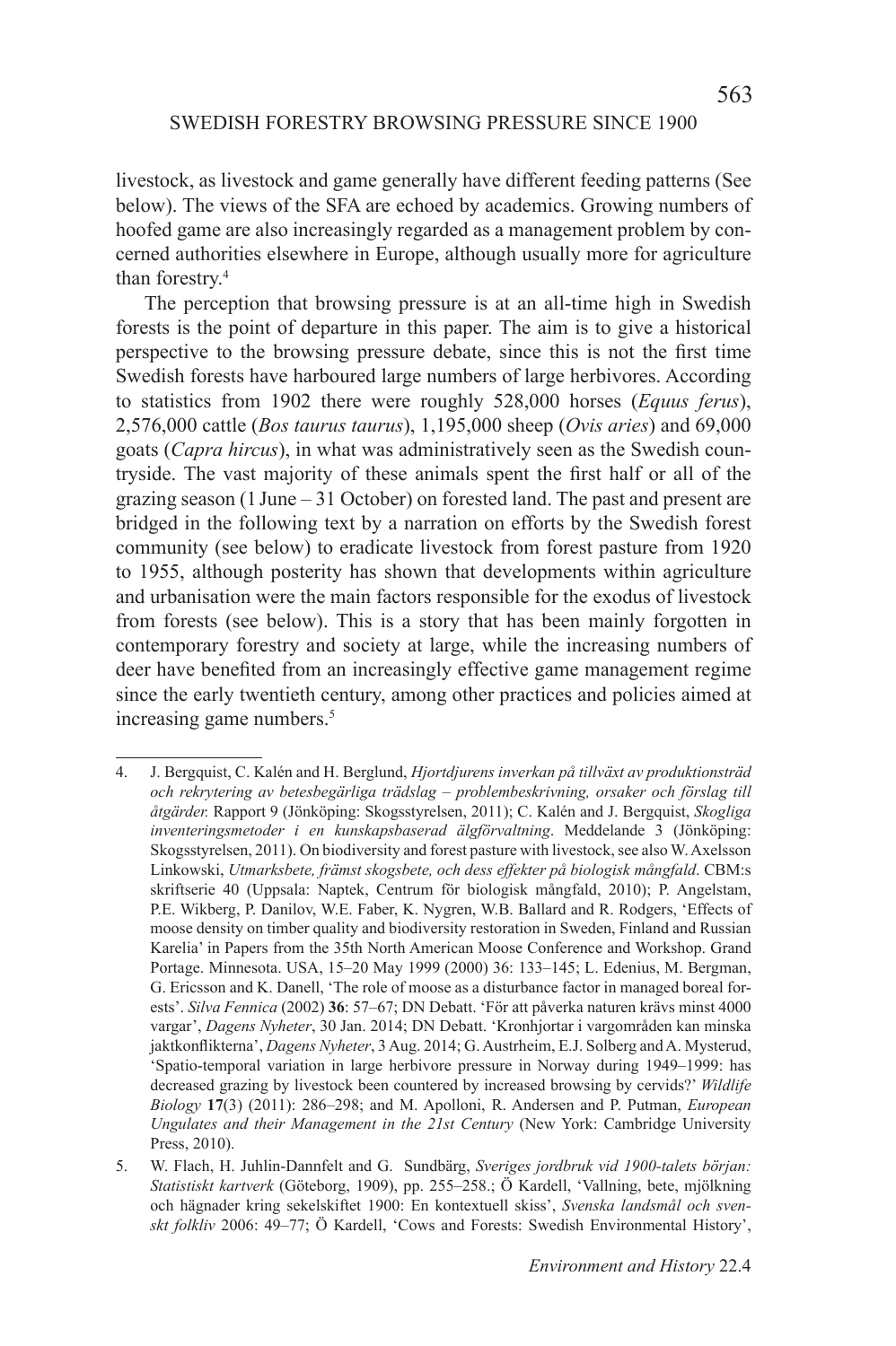livestock, as livestock and game generally have different feeding patterns (See below). The views of the SFA are echoed by academics. Growing numbers of hoofed game are also increasingly regarded as a management problem by concerned authorities elsewhere in Europe, although usually more for agriculture than forestry.[4]

The perception that browsing pressure is at an all-time high in Swedish forests is the point of departure in this paper. The aim is to give a historical perspective to the browsing pressure debate, since this is not the first time Swedish forests have harboured large numbers of large herbivores. According to statistics from 1902 there were roughly 528,000 horses (*Equus ferus*), 2,576,000 cattle (*Bos taurus taurus*), 1,195,000 sheep (*Ovis aries*) and 69,000 goats (*Capra hircus*), in what was administratively seen as the Swedish countryside. The vast majority of these animals spent the first half or all of the grazing season (1 June – 31 October) on forested land. The past and present are bridged in the following text by a narration on efforts by the Swedish forest community (see below) to eradicate livestock from forest pasture from 1920 to 1955, although posterity has shown that developments within agriculture and urbanisation were the main factors responsible for the exodus of livestock from forests (see below). This is a story that has been mainly forgotten in contemporary forestry and society at large, while the increasing numbers of deer have benefited from an increasingly effective game management regime since the early twentieth century, among other practices and policies aimed at increasing game numbers.[5]

---

4. J. Bergquist, C. Kalén and H. Berglund, *Hjortdjurens inverkan på tillväxt av produktionsträd och rekrytering av betesbegärliga trädslag – problembeskrivning, orsaker och förslag till åtgärder.* Rapport 9 (Jönköping: Skogsstyrelsen, 2011); C. Kalén and J. Bergquist, *Skogliga inventeringsmetoder i en kunskapsbaserad älgförvaltning*. Meddelande 3 (Jönköping: Skogsstyrelsen, 2011). On biodiversity and forest pasture with livestock, see also W. Axelsson Linkowski, *Utmarksbete, främst skogsbete, och dess effekter på biologisk mångfald*. CBM:s skriftserie 40 (Uppsala: Naptek, Centrum för biologisk mångfald, 2010); P. Angelstam, P.E. Wikberg, P. Danilov, W.E. Faber, K. Nygren, W.B. Ballard and R. Rodgers, 'Effects of moose density on timber quality and biodiversity restoration in Sweden, Finland and Russian Karelia' in Papers from the 35th North American Moose Conference and Workshop. Grand Portage. Minnesota. USA, 15–20 May 1999 (2000) 36: 133–145; L. Edenius, M. Bergman, G. Ericsson and K. Danell, 'The role of moose as a disturbance factor in managed boreal forests'. *Silva Fennica* (2002) **36**: 57–67; DN Debatt. 'För att påverka naturen krävs minst 4000 vargar', *Dagens Nyheter*, 30 Jan. 2014; DN Debatt. 'Kronhjortar i vargområden kan minska jaktkonflikterna', *Dagens Nyheter*, 3 Aug. 2014; G. Austrheim, E.J. Solberg and A. Mysterud, 'Spatio-temporal variation in large herbivore pressure in Norway during 1949–1999: has decreased grazing by livestock been countered by increased browsing by cervids?' *Wildlife Biology* **17**(3) (2011): 286–298; and M. Apolloni, R. Andersen and P. Putman, *European Ungulates and their Management in the 21st Century* (New York: Cambridge University Press, 2010).

5. W. Flach, H. Juhlin-Dannfelt and G. Sundbärg, *Sveriges jordbruk vid 1900-talets början: Statistiskt kartverk* (Göteborg, 1909), pp. 255–258.; Ö Kardell, 'Vallning, bete, mjölkning och hägnader kring sekelskiftet 1900: En kontextuell skiss', *Svenska landsmål och svenskt folkliv* 2006: 49–77; Ö Kardell, 'Cows and Forests: Swedish Environmental History',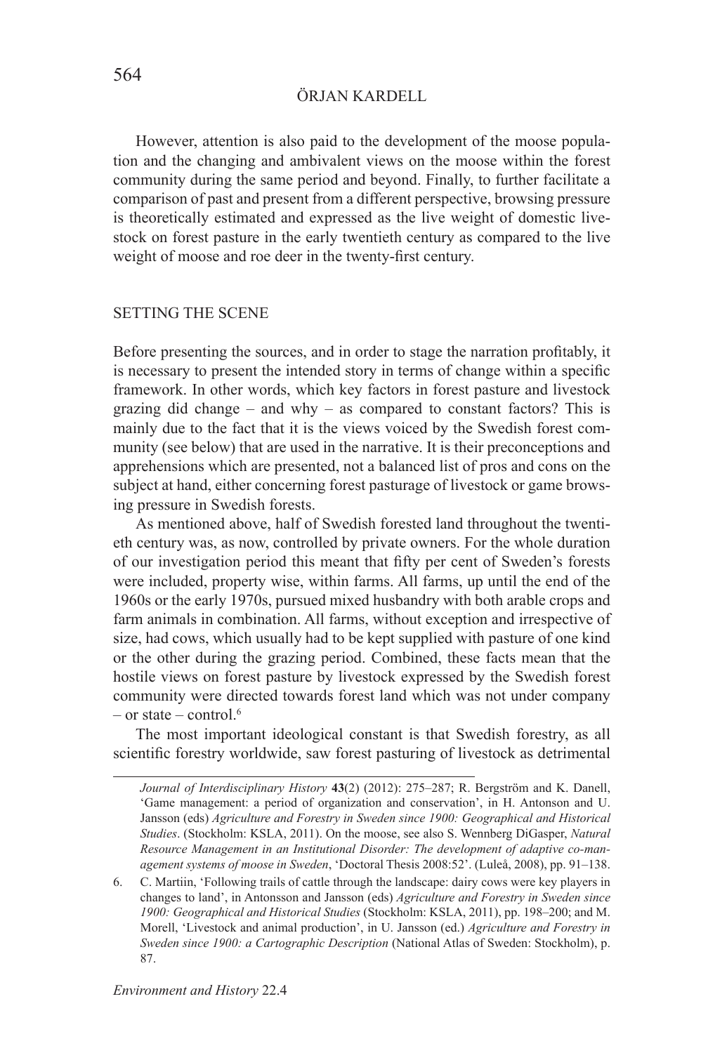However, attention is also paid to the development of the moose population and the changing and ambivalent views on the moose within the forest community during the same period and beyond. Finally, to further facilitate a comparison of past and present from a different perspective, browsing pressure is theoretically estimated and expressed as the live weight of domestic livestock on forest pasture in the early twentieth century as compared to the live weight of moose and roe deer in the twenty-first century.

## SETTING THE SCENE

Before presenting the sources, and in order to stage the narration profitably, it is necessary to present the intended story in terms of change within a specific framework. In other words, which key factors in forest pasture and livestock grazing did change – and why – as compared to constant factors? This is mainly due to the fact that it is the views voiced by the Swedish forest community (see below) that are used in the narrative. It is their preconceptions and apprehensions which are presented, not a balanced list of pros and cons on the subject at hand, either concerning forest pasturage of livestock or game browsing pressure in Swedish forests.

As mentioned above, half of Swedish forested land throughout the twentieth century was, as now, controlled by private owners. For the whole duration of our investigation period this meant that fifty per cent of Sweden's forests were included, property wise, within farms. All farms, up until the end of the 1960s or the early 1970s, pursued mixed husbandry with both arable crops and farm animals in combination. All farms, without exception and irrespective of size, had cows, which usually had to be kept supplied with pasture of one kind or the other during the grazing period. Combined, these facts mean that the hostile views on forest pasture by livestock expressed by the Swedish forest community were directed towards forest land which was not under company – or state – control.[6]

The most important ideological constant is that Swedish forestry, as all scientific forestry worldwide, saw forest pasturing of livestock as detrimental

---

*Journal of Interdisciplinary History* **43**(2) (2012): 275–287; R. Bergström and K. Danell, 'Game management: a period of organization and conservation', in H. Antonson and U. Jansson (eds) *Agriculture and Forestry in Sweden since 1900: Geographical and Historical Studies*. (Stockholm: KSLA, 2011). On the moose, see also S. Wennberg DiGasper, *Natural Resource Management in an Institutional Disorder: The development of adaptive co-management systems of moose in Sweden*, 'Doctoral Thesis 2008:52'. (Luleå, 2008), pp. 91–138.

6. C. Martiin, 'Following trails of cattle through the landscape: dairy cows were key players in changes to land', in Antonsson and Jansson (eds) *Agriculture and Forestry in Sweden since 1900: Geographical and Historical Studies* (Stockholm: KSLA, 2011), pp. 198–200; and M. Morell, 'Livestock and animal production', in U. Jansson (ed.) *Agriculture and Forestry in Sweden since 1900: a Cartographic Description* (National Atlas of Sweden: Stockholm), p. 87.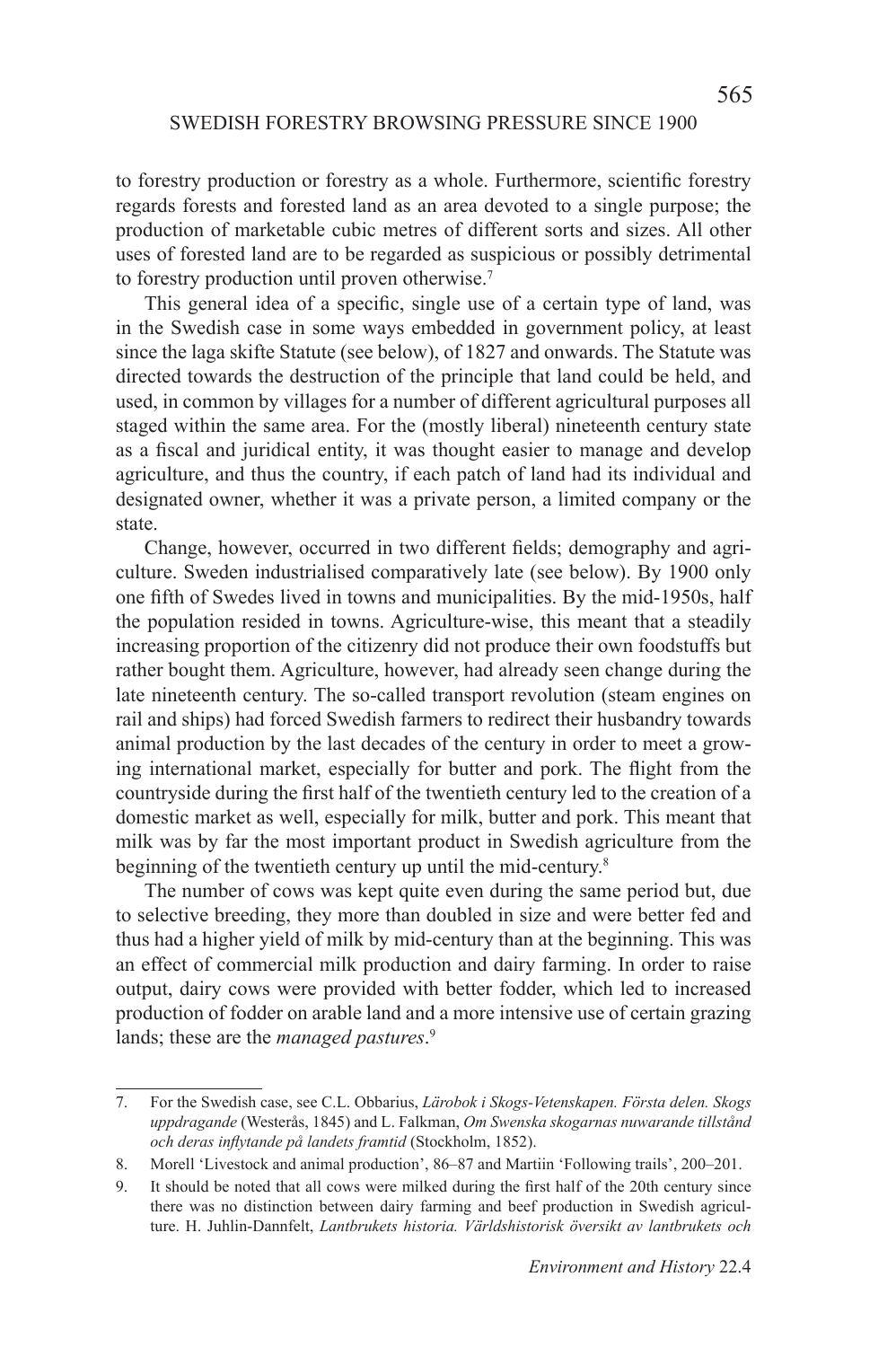to forestry production or forestry as a whole. Furthermore, scientific forestry regards forests and forested land as an area devoted to a single purpose; the production of marketable cubic metres of different sorts and sizes. All other uses of forested land are to be regarded as suspicious or possibly detrimental to forestry production until proven otherwise.[7]

This general idea of a specific, single use of a certain type of land, was in the Swedish case in some ways embedded in government policy, at least since the laga skifte Statute (see below), of 1827 and onwards. The Statute was directed towards the destruction of the principle that land could be held, and used, in common by villages for a number of different agricultural purposes all staged within the same area. For the (mostly liberal) nineteenth century state as a fiscal and juridical entity, it was thought easier to manage and develop agriculture, and thus the country, if each patch of land had its individual and designated owner, whether it was a private person, a limited company or the state.

Change, however, occurred in two different fields; demography and agriculture. Sweden industrialised comparatively late (see below). By 1900 only one fifth of Swedes lived in towns and municipalities. By the mid-1950s, half the population resided in towns. Agriculture-wise, this meant that a steadily increasing proportion of the citizenry did not produce their own foodstuffs but rather bought them. Agriculture, however, had already seen change during the late nineteenth century. The so-called transport revolution (steam engines on rail and ships) had forced Swedish farmers to redirect their husbandry towards animal production by the last decades of the century in order to meet a growing international market, especially for butter and pork. The flight from the countryside during the first half of the twentieth century led to the creation of a domestic market as well, especially for milk, butter and pork. This meant that milk was by far the most important product in Swedish agriculture from the beginning of the twentieth century up until the mid-century.[8]

The number of cows was kept quite even during the same period but, due to selective breeding, they more than doubled in size and were better fed and thus had a higher yield of milk by mid-century than at the beginning. This was an effect of commercial milk production and dairy farming. In order to raise output, dairy cows were provided with better fodder, which led to increased production of fodder on arable land and a more intensive use of certain grazing lands; these are the *managed pastures*.[9]

---

7. For the Swedish case, see C.L. Obbarius, *Lärobok i Skogs-Vetenskapen. Första delen. Skogs uppdragande* (Westerås, 1845) and L. Falkman, *Om Swenska skogarnas nuwarande tillstånd och deras inflytande på landets framtid* (Stockholm, 1852).

8. Morell 'Livestock and animal production', 86–87 and Martiin 'Following trails', 200–201.

9. It should be noted that all cows were milked during the first half of the 20th century since there was no distinction between dairy farming and beef production in Swedish agriculture. H. Juhlin-Dannfelt, *Lantbrukets historia. Världshistorisk översikt av lantbrukets och*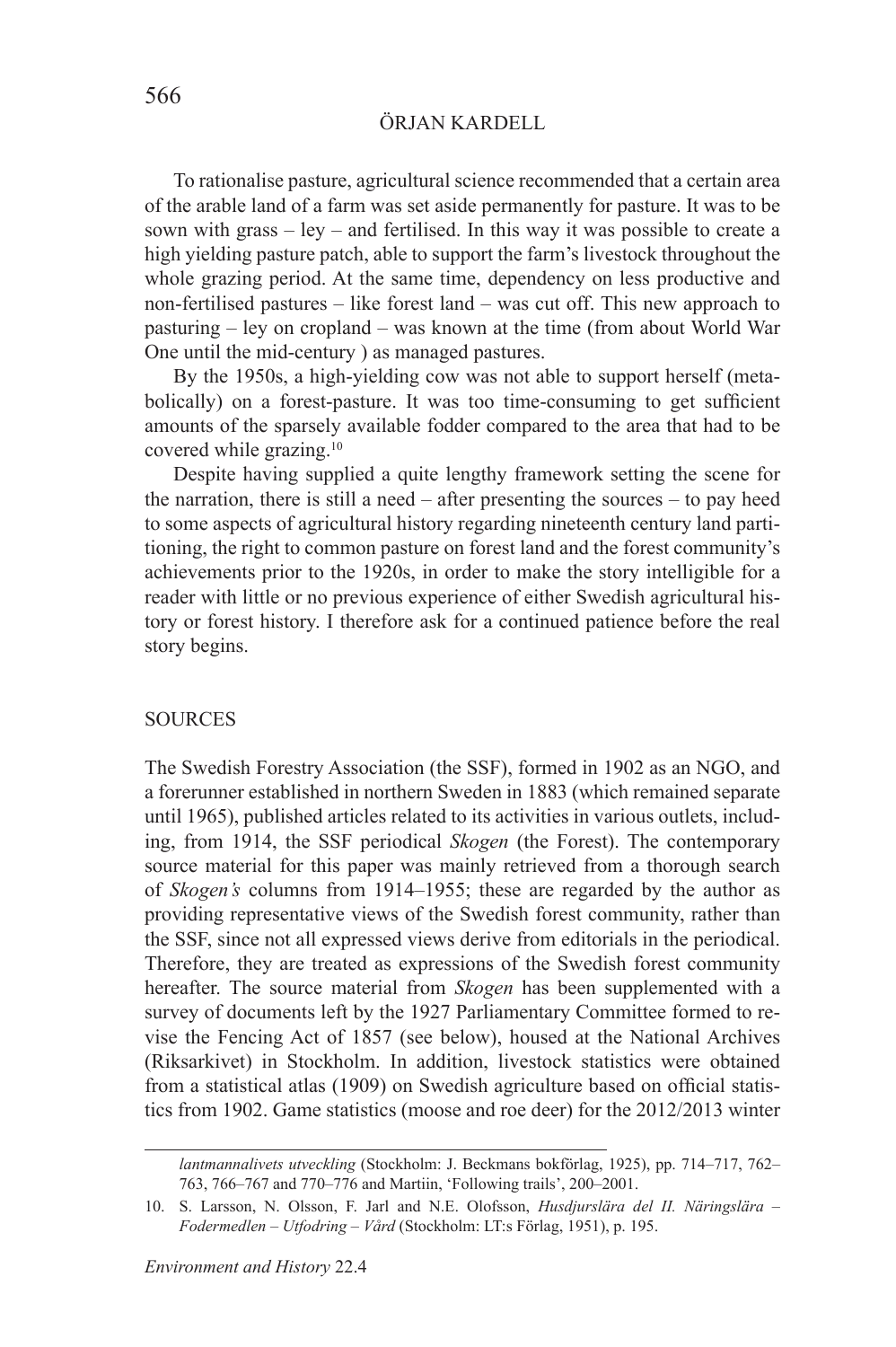To rationalise pasture, agricultural science recommended that a certain area of the arable land of a farm was set aside permanently for pasture. It was to be sown with grass – ley – and fertilised. In this way it was possible to create a high yielding pasture patch, able to support the farm's livestock throughout the whole grazing period. At the same time, dependency on less productive and non-fertilised pastures – like forest land – was cut off. This new approach to pasturing – ley on cropland – was known at the time (from about World War One until the mid-century ) as managed pastures.

By the 1950s, a high-yielding cow was not able to support herself (metabolically) on a forest-pasture. It was too time-consuming to get sufficient amounts of the sparsely available fodder compared to the area that had to be covered while grazing.[10]

Despite having supplied a quite lengthy framework setting the scene for the narration, there is still a need – after presenting the sources – to pay heed to some aspects of agricultural history regarding nineteenth century land partitioning, the right to common pasture on forest land and the forest community's achievements prior to the 1920s, in order to make the story intelligible for a reader with little or no previous experience of either Swedish agricultural history or forest history. I therefore ask for a continued patience before the real story begins.

## SOURCES

The Swedish Forestry Association (the SSF), formed in 1902 as an NGO, and a forerunner established in northern Sweden in 1883 (which remained separate until 1965), published articles related to its activities in various outlets, including, from 1914, the SSF periodical *Skogen* (the Forest). The contemporary source material for this paper was mainly retrieved from a thorough search of *Skogen's* columns from 1914–1955; these are regarded by the author as providing representative views of the Swedish forest community, rather than the SSF, since not all expressed views derive from editorials in the periodical. Therefore, they are treated as expressions of the Swedish forest community hereafter. The source material from *Skogen* has been supplemented with a survey of documents left by the 1927 Parliamentary Committee formed to revise the Fencing Act of 1857 (see below), housed at the National Archives (Riksarkivet) in Stockholm. In addition, livestock statistics were obtained from a statistical atlas (1909) on Swedish agriculture based on official statistics from 1902. Game statistics (moose and roe deer) for the 2012/2013 winter

*lantmannalivets utveckling* (Stockholm: J. Beckmans bokförlag, 1925), pp. 714–717, 762–763, 766–767 and 770–776 and Martiin, 'Following trails', 200–2001.

10. S. Larsson, N. Olsson, F. Jarl and N.E. Olofsson, *Husdjurslära del II. Näringslära – Fodermedlen – Utfodring – Vård* (Stockholm: LT:s Förlag, 1951), p. 195.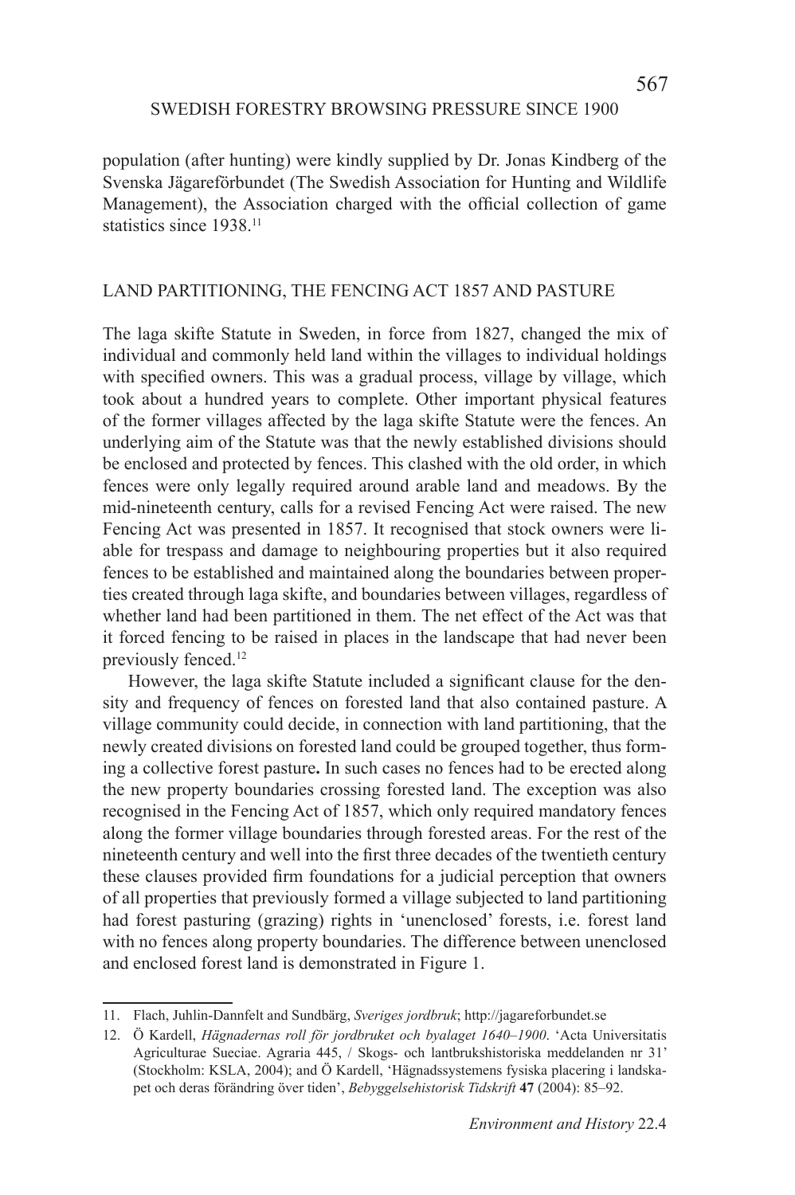population (after hunting) were kindly supplied by Dr. Jonas Kindberg of the Svenska Jägareförbundet (The Swedish Association for Hunting and Wildlife Management), the Association charged with the official collection of game statistics since 1938.[11]

## LAND PARTITIONING, THE FENCING ACT 1857 AND PASTURE

The laga skifte Statute in Sweden, in force from 1827, changed the mix of individual and commonly held land within the villages to individual holdings with specified owners. This was a gradual process, village by village, which took about a hundred years to complete. Other important physical features of the former villages affected by the laga skifte Statute were the fences. An underlying aim of the Statute was that the newly established divisions should be enclosed and protected by fences. This clashed with the old order, in which fences were only legally required around arable land and meadows. By the mid-nineteenth century, calls for a revised Fencing Act were raised. The new Fencing Act was presented in 1857. It recognised that stock owners were liable for trespass and damage to neighbouring properties but it also required fences to be established and maintained along the boundaries between properties created through laga skifte, and boundaries between villages, regardless of whether land had been partitioned in them. The net effect of the Act was that it forced fencing to be raised in places in the landscape that had never been previously fenced.[12]

However, the laga skifte Statute included a significant clause for the density and frequency of fences on forested land that also contained pasture. A village community could decide, in connection with land partitioning, that the newly created divisions on forested land could be grouped together, thus forming a collective forest pasture**.** In such cases no fences had to be erected along the new property boundaries crossing forested land. The exception was also recognised in the Fencing Act of 1857, which only required mandatory fences along the former village boundaries through forested areas. For the rest of the nineteenth century and well into the first three decades of the twentieth century these clauses provided firm foundations for a judicial perception that owners of all properties that previously formed a village subjected to land partitioning had forest pasturing (grazing) rights in 'unenclosed' forests, i.e. forest land with no fences along property boundaries. The difference between unenclosed and enclosed forest land is demonstrated in Figure 1.

---

11. Flach, Juhlin-Dannfelt and Sundbärg, *Sveriges jordbruk*; http://jagareforbundet.se

12. Ö Kardell, *Hägnadernas roll för jordbruket och byalaget 1640–1900*. 'Acta Universitatis Agriculturae Sueciae. Agraria 445, / Skogs- och lantbrukshistoriska meddelanden nr 31' (Stockholm: KSLA, 2004); and Ö Kardell, 'Hägnadssystemens fysiska placering i landskapet och deras förändring över tiden', *Bebyggelsehistorisk Tidskrift* **47** (2004): 85–92.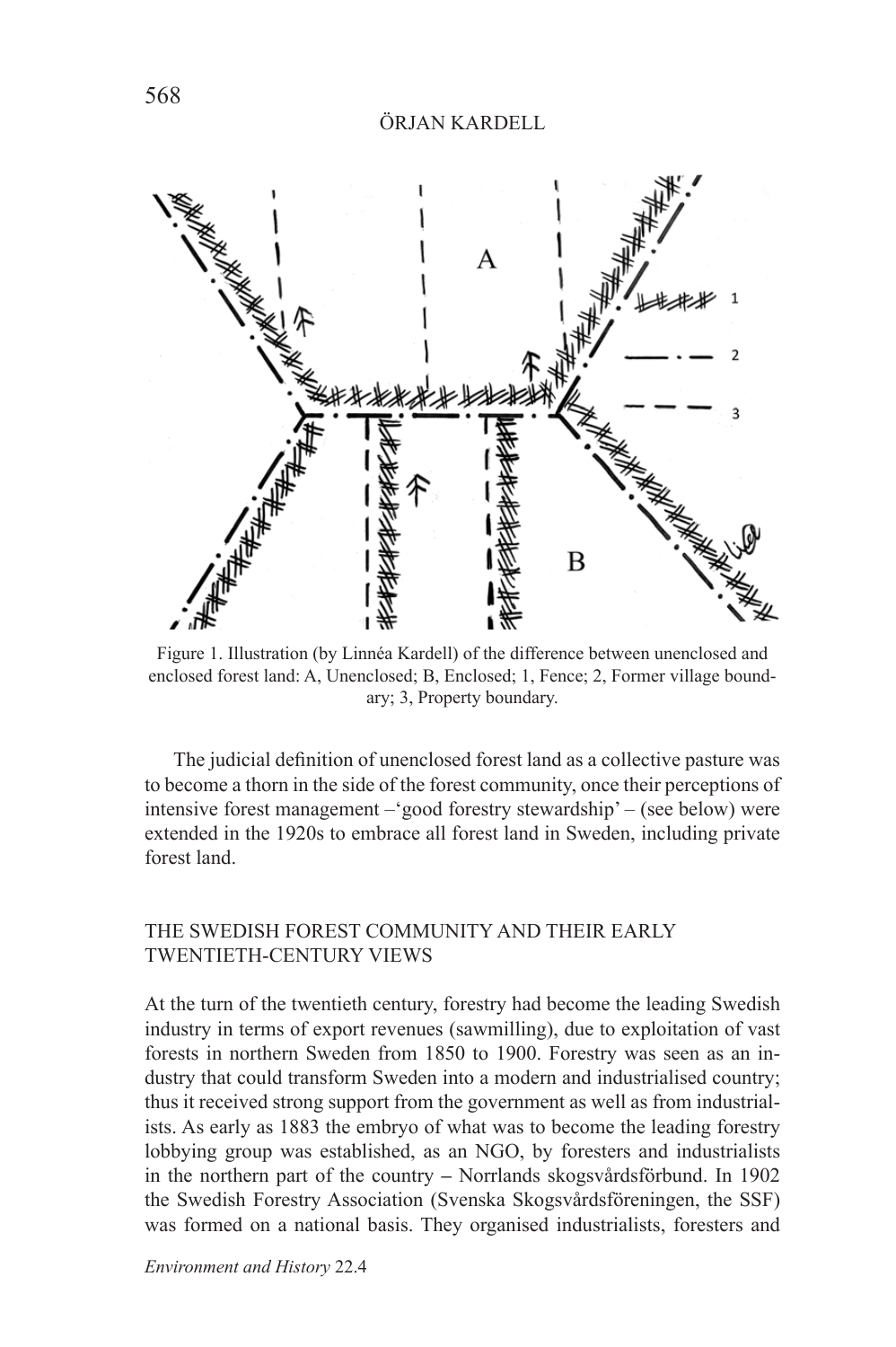Figure 1. Illustration (by Linnéa Kardell) of the difference between unenclosed and enclosed forest land: A, Unenclosed; B, Enclosed; 1, Fence; 2, Former village boundary; 3, Property boundary.

The judicial definition of unenclosed forest land as a collective pasture was to become a thorn in the side of the forest community, once their perceptions of intensive forest management –'good forestry stewardship' – (see below) were extended in the 1920s to embrace all forest land in Sweden, including private forest land.

## THE SWEDISH FOREST COMMUNITY AND THEIR EARLY TWENTIETH-CENTURY VIEWS

At the turn of the twentieth century, forestry had become the leading Swedish industry in terms of export revenues (sawmilling), due to exploitation of vast forests in northern Sweden from 1850 to 1900. Forestry was seen as an industry that could transform Sweden into a modern and industrialised country; thus it received strong support from the government as well as from industrialists. As early as 1883 the embryo of what was to become the leading forestry lobbying group was established, as an NGO, by foresters and industrialists in the northern part of the country – Norrlands skogsvårdsförbund. In 1902 the Swedish Forestry Association (Svenska Skogsvårdsföreningen, the SSF) was formed on a national basis. They organised industrialists, foresters and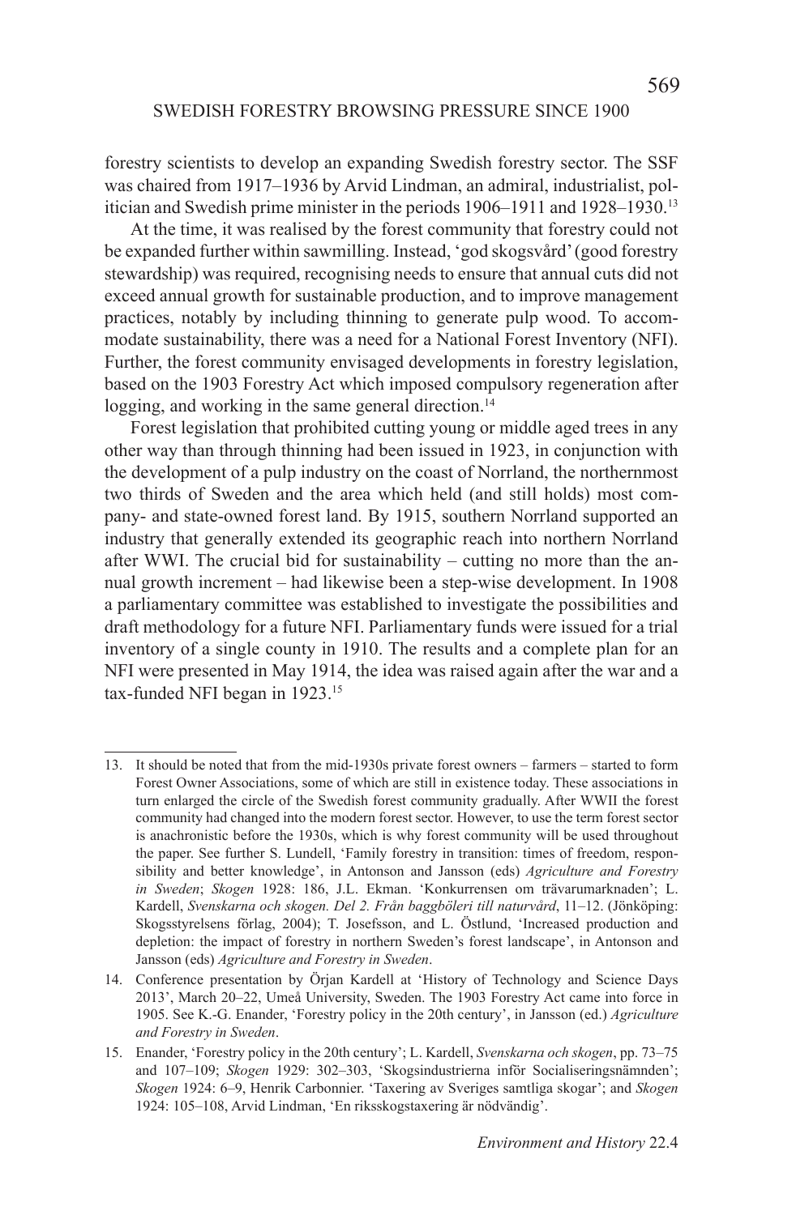forestry scientists to develop an expanding Swedish forestry sector. The SSF was chaired from 1917–1936 by Arvid Lindman, an admiral, industrialist, politician and Swedish prime minister in the periods 1906–1911 and 1928–1930.[13]

At the time, it was realised by the forest community that forestry could not be expanded further within sawmilling. Instead, 'god skogsvård' (good forestry stewardship) was required, recognising needs to ensure that annual cuts did not exceed annual growth for sustainable production, and to improve management practices, notably by including thinning to generate pulp wood. To accommodate sustainability, there was a need for a National Forest Inventory (NFI). Further, the forest community envisaged developments in forestry legislation, based on the 1903 Forestry Act which imposed compulsory regeneration after logging, and working in the same general direction.[14]

Forest legislation that prohibited cutting young or middle aged trees in any other way than through thinning had been issued in 1923, in conjunction with the development of a pulp industry on the coast of Norrland, the northernmost two thirds of Sweden and the area which held (and still holds) most company- and state-owned forest land. By 1915, southern Norrland supported an industry that generally extended its geographic reach into northern Norrland after WWI. The crucial bid for sustainability – cutting no more than the annual growth increment – had likewise been a step-wise development. In 1908 a parliamentary committee was established to investigate the possibilities and draft methodology for a future NFI. Parliamentary funds were issued for a trial inventory of a single county in 1910. The results and a complete plan for an NFI were presented in May 1914, the idea was raised again after the war and a tax-funded NFI began in 1923.[15]

---

13. It should be noted that from the mid-1930s private forest owners – farmers – started to form Forest Owner Associations, some of which are still in existence today. These associations in turn enlarged the circle of the Swedish forest community gradually. After WWII the forest community had changed into the modern forest sector. However, to use the term forest sector is anachronistic before the 1930s, which is why forest community will be used throughout the paper. See further S. Lundell, 'Family forestry in transition: times of freedom, responsibility and better knowledge', in Antonson and Jansson (eds) *Agriculture and Forestry in Sweden*; *Skogen* 1928: 186, J.L. Ekman. 'Konkurrensen om trävarumarknaden'; L. Kardell, *Svenskarna och skogen. Del 2. Från baggböleri till naturvård*, 11–12. (Jönköping: Skogsstyrelsens förlag, 2004); T. Josefsson, and L. Östlund, 'Increased production and depletion: the impact of forestry in northern Sweden's forest landscape', in Antonson and Jansson (eds) *Agriculture and Forestry in Sweden*.

14. Conference presentation by Örjan Kardell at 'History of Technology and Science Days 2013', March 20–22, Umeå University, Sweden. The 1903 Forestry Act came into force in 1905. See K.-G. Enander, 'Forestry policy in the 20th century', in Jansson (ed.) *Agriculture and Forestry in Sweden*.

15. Enander, 'Forestry policy in the 20th century'; L. Kardell, *Svenskarna och skogen*, pp. 73–75 and 107–109; *Skogen* 1929: 302–303, 'Skogsindustrierna inför Socialiseringsnämnden'; *Skogen* 1924: 6–9, Henrik Carbonnier. 'Taxering av Sveriges samtliga skogar'; and *Skogen* 1924: 105–108, Arvid Lindman, 'En riksskogstaxering är nödvändig'.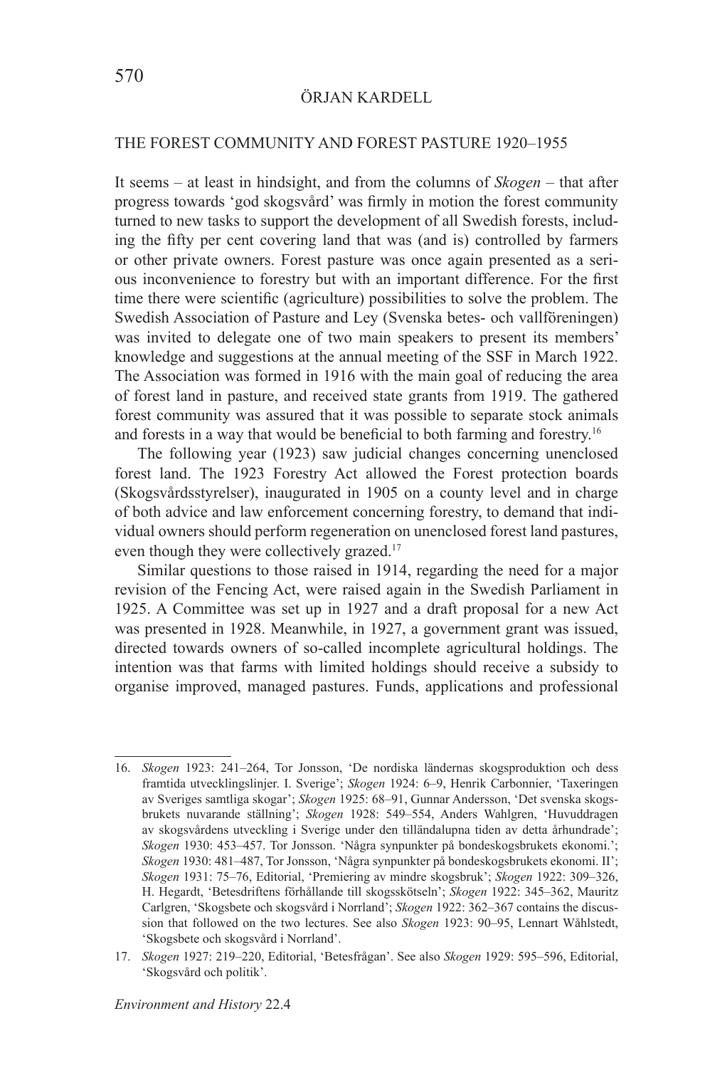## THE FOREST COMMUNITY AND FOREST PASTURE 1920–1955

It seems – at least in hindsight, and from the columns of *Skogen* – that after progress towards 'god skogsvård' was firmly in motion the forest community turned to new tasks to support the development of all Swedish forests, including the fifty per cent covering land that was (and is) controlled by farmers or other private owners. Forest pasture was once again presented as a serious inconvenience to forestry but with an important difference. For the first time there were scientific (agriculture) possibilities to solve the problem. The Swedish Association of Pasture and Ley (Svenska betes- och vallföreningen) was invited to delegate one of two main speakers to present its members' knowledge and suggestions at the annual meeting of the SSF in March 1922. The Association was formed in 1916 with the main goal of reducing the area of forest land in pasture, and received state grants from 1919. The gathered forest community was assured that it was possible to separate stock animals and forests in a way that would be beneficial to both farming and forestry.[16]

The following year (1923) saw judicial changes concerning unenclosed forest land. The 1923 Forestry Act allowed the Forest protection boards (Skogsvårdsstyrelser), inaugurated in 1905 on a county level and in charge of both advice and law enforcement concerning forestry, to demand that individual owners should perform regeneration on unenclosed forest land pastures, even though they were collectively grazed.[17]

Similar questions to those raised in 1914, regarding the need for a major revision of the Fencing Act, were raised again in the Swedish Parliament in 1925. A Committee was set up in 1927 and a draft proposal for a new Act was presented in 1928. Meanwhile, in 1927, a government grant was issued, directed towards owners of so-called incomplete agricultural holdings. The intention was that farms with limited holdings should receive a subsidy to organise improved, managed pastures. Funds, applications and professional

---

16. *Skogen* 1923: 241–264, Tor Jonsson, 'De nordiska ländernas skogsproduktion och dess framtida utvecklingslinjer. I. Sverige'; *Skogen* 1924: 6–9, Henrik Carbonnier, 'Taxeringen av Sveriges samtliga skogar'; *Skogen* 1925: 68–91, Gunnar Andersson, 'Det svenska skogsbrukets nuvarande ställning'; *Skogen* 1928: 549–554, Anders Wahlgren, 'Huvuddragen av skogsvårdens utveckling i Sverige under den tilländalupna tiden av detta århundrade'; *Skogen* 1930: 453–457. Tor Jonsson. 'Några synpunkter på bondeskogsbrukets ekonomi.'; *Skogen* 1930: 481–487, Tor Jonsson, 'Några synpunkter på bondeskogsbrukets ekonomi. II'; *Skogen* 1931: 75–76, Editorial, 'Premiering av mindre skogsbruk'; *Skogen* 1922: 309–326, H. Hegardt, 'Betesdriftens förhållande till skogsskötseln'; *Skogen* 1922: 345–362, Mauritz Carlgren, 'Skogsbete och skogsvård i Norrland'; *Skogen* 1922: 362–367 contains the discussion that followed on the two lectures. See also *Skogen* 1923: 90–95, Lennart Wåhlstedt, 'Skogsbete och skogsvård i Norrland'.

17. *Skogen* 1927: 219–220, Editorial, 'Betesfrågan'. See also *Skogen* 1929: 595–596, Editorial, 'Skogsvård och politik'.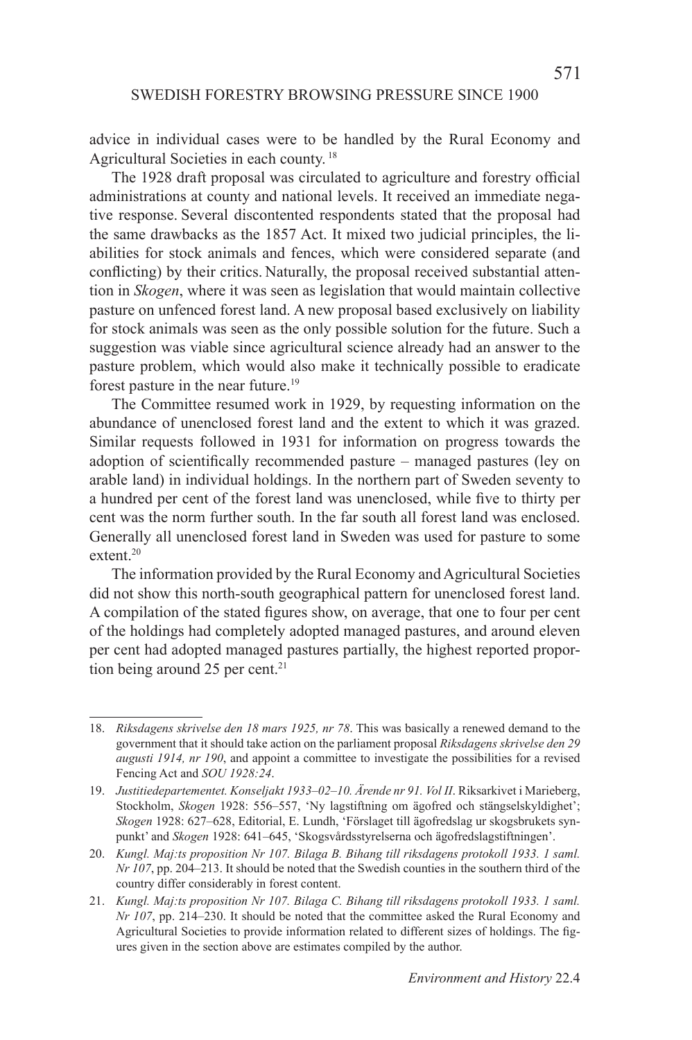advice in individual cases were to be handled by the Rural Economy and Agricultural Societies in each county.[18]

The 1928 draft proposal was circulated to agriculture and forestry official administrations at county and national levels. It received an immediate negative response. Several discontented respondents stated that the proposal had the same drawbacks as the 1857 Act. It mixed two judicial principles, the liabilities for stock animals and fences, which were considered separate (and conflicting) by their critics. Naturally, the proposal received substantial attention in *Skogen*, where it was seen as legislation that would maintain collective pasture on unfenced forest land. A new proposal based exclusively on liability for stock animals was seen as the only possible solution for the future. Such a suggestion was viable since agricultural science already had an answer to the pasture problem, which would also make it technically possible to eradicate forest pasture in the near future.[19]

The Committee resumed work in 1929, by requesting information on the abundance of unenclosed forest land and the extent to which it was grazed. Similar requests followed in 1931 for information on progress towards the adoption of scientifically recommended pasture – managed pastures (ley on arable land) in individual holdings. In the northern part of Sweden seventy to a hundred per cent of the forest land was unenclosed, while five to thirty per cent was the norm further south. In the far south all forest land was enclosed. Generally all unenclosed forest land in Sweden was used for pasture to some extent.[20]

The information provided by the Rural Economy and Agricultural Societies did not show this north-south geographical pattern for unenclosed forest land. A compilation of the stated figures show, on average, that one to four per cent of the holdings had completely adopted managed pastures, and around eleven per cent had adopted managed pastures partially, the highest reported proportion being around 25 per cent.[21]

---

18. *Riksdagens skrivelse den 18 mars 1925, nr 78*. This was basically a renewed demand to the government that it should take action on the parliament proposal *Riksdagens skrivelse den 29 augusti 1914, nr 190*, and appoint a committee to investigate the possibilities for a revised Fencing Act and *SOU 1928:24*.

19. *Justitiedepartementet. Konseljakt 1933–02–10. Ärende nr 91. Vol II*. Riksarkivet i Marieberg, Stockholm, *Skogen* 1928: 556–557, 'Ny lagstiftning om ägofred och stängselskyldighet'; *Skogen* 1928: 627–628, Editorial, E. Lundh, 'Förslaget till ägofredslag ur skogsbrukets synpunkt' and *Skogen* 1928: 641–645, 'Skogsvårdsstyrelserna och ägofredslagstiftningen'.

20. *Kungl. Maj:ts proposition Nr 107. Bilaga B. Bihang till riksdagens protokoll 1933. 1 saml. Nr 107*, pp. 204–213. It should be noted that the Swedish counties in the southern third of the country differ considerably in forest content.

21. *Kungl. Maj:ts proposition Nr 107. Bilaga C. Bihang till riksdagens protokoll 1933. 1 saml. Nr 107*, pp. 214–230. It should be noted that the committee asked the Rural Economy and Agricultural Societies to provide information related to different sizes of holdings. The figures given in the section above are estimates compiled by the author.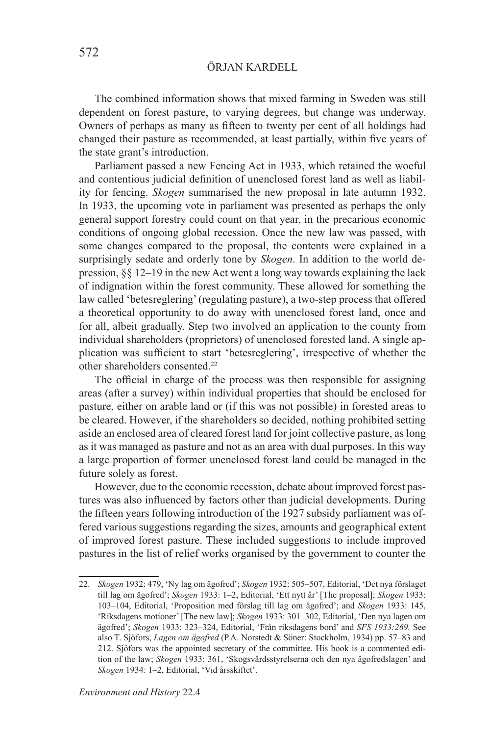The combined information shows that mixed farming in Sweden was still dependent on forest pasture, to varying degrees, but change was underway. Owners of perhaps as many as fifteen to twenty per cent of all holdings had changed their pasture as recommended, at least partially, within five years of the state grant's introduction.

Parliament passed a new Fencing Act in 1933, which retained the woeful and contentious judicial definition of unenclosed forest land as well as liability for fencing. *Skogen* summarised the new proposal in late autumn 1932. In 1933, the upcoming vote in parliament was presented as perhaps the only general support forestry could count on that year, in the precarious economic conditions of ongoing global recession. Once the new law was passed, with some changes compared to the proposal, the contents were explained in a surprisingly sedate and orderly tone by *Skogen*. In addition to the world depression, §§ 12–19 in the new Act went a long way towards explaining the lack of indignation within the forest community. These allowed for something the law called 'betesreglering' (regulating pasture), a two-step process that offered a theoretical opportunity to do away with unenclosed forest land, once and for all, albeit gradually. Step two involved an application to the county from individual shareholders (proprietors) of unenclosed forested land. A single application was sufficient to start 'betesreglering', irrespective of whether the other shareholders consented.[22]

The official in charge of the process was then responsible for assigning areas (after a survey) within individual properties that should be enclosed for pasture, either on arable land or (if this was not possible) in forested areas to be cleared. However, if the shareholders so decided, nothing prohibited setting aside an enclosed area of cleared forest land for joint collective pasture, as long as it was managed as pasture and not as an area with dual purposes. In this way a large proportion of former unenclosed forest land could be managed in the future solely as forest.

However, due to the economic recession, debate about improved forest pastures was also influenced by factors other than judicial developments. During the fifteen years following introduction of the 1927 subsidy parliament was offered various suggestions regarding the sizes, amounts and geographical extent of improved forest pasture. These included suggestions to include improved pastures in the list of relief works organised by the government to counter the

---

22. *Skogen* 1932: 479, 'Ny lag om ägofred'; *Skogen* 1932: 505–507, Editorial, 'Det nya förslaget till lag om ägofred'; *Skogen* 1933: 1–2, Editorial, 'Ett nytt år' [The proposal]; *Skogen* 1933: 103–104, Editorial, 'Proposition med förslag till lag om ägofred'; and *Skogen* 1933: 145, 'Riksdagens motioner' [The new law]; *Skogen* 1933: 301–302, Editorial, 'Den nya lagen om ägofred'; *Skogen* 1933: 323–324, Editorial, 'Från riksdagens bord' and *SFS 1933:269.* See also T. Sjöfors, *Lagen om ägofred* (P.A. Norstedt & Söner: Stockholm, 1934) pp. 57–83 and 212. Sjöfors was the appointed secretary of the committee. His book is a commented edition of the law; *Skogen* 1933: 361, 'Skogsvårdsstyrelserna och den nya ägofredslagen' and *Skogen* 1934: 1–2, Editorial, 'Vid årsskiftet'.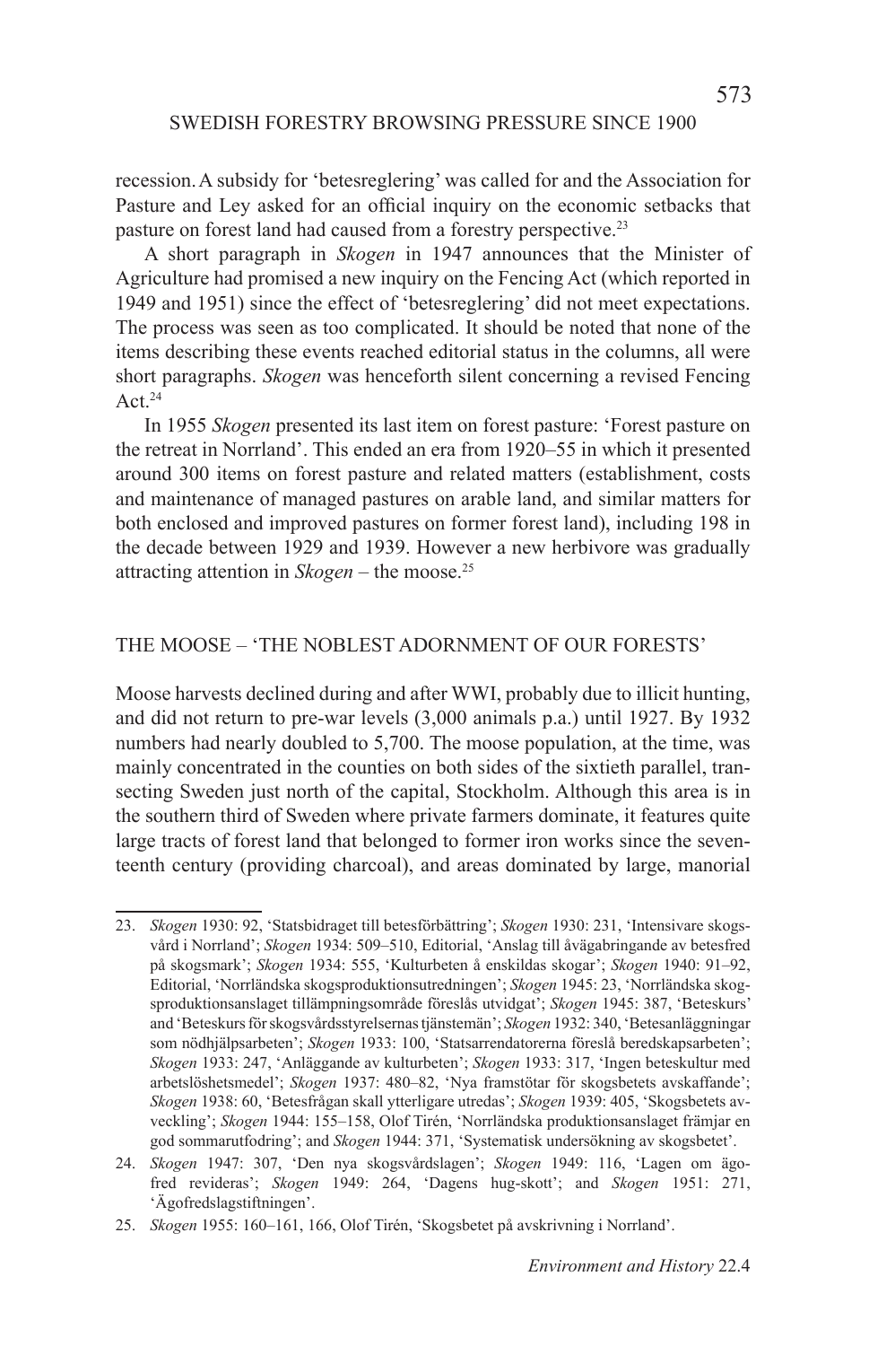recession. A subsidy for 'betesreglering' was called for and the Association for Pasture and Ley asked for an official inquiry on the economic setbacks that pasture on forest land had caused from a forestry perspective.[23]

A short paragraph in *Skogen* in 1947 announces that the Minister of Agriculture had promised a new inquiry on the Fencing Act (which reported in 1949 and 1951) since the effect of 'betesreglering' did not meet expectations. The process was seen as too complicated. It should be noted that none of the items describing these events reached editorial status in the columns, all were short paragraphs. *Skogen* was henceforth silent concerning a revised Fencing Act.[24]

In 1955 *Skogen* presented its last item on forest pasture: 'Forest pasture on the retreat in Norrland'. This ended an era from 1920–55 in which it presented around 300 items on forest pasture and related matters (establishment, costs and maintenance of managed pastures on arable land, and similar matters for both enclosed and improved pastures on former forest land), including 198 in the decade between 1929 and 1939. However a new herbivore was gradually attracting attention in *Skogen* – the moose.[25]

## THE MOOSE – 'THE NOBLEST ADORNMENT OF OUR FORESTS'

Moose harvests declined during and after WWI, probably due to illicit hunting, and did not return to pre-war levels (3,000 animals p.a.) until 1927. By 1932 numbers had nearly doubled to 5,700. The moose population, at the time, was mainly concentrated in the counties on both sides of the sixtieth parallel, transecting Sweden just north of the capital, Stockholm. Although this area is in the southern third of Sweden where private farmers dominate, it features quite large tracts of forest land that belonged to former iron works since the seventeenth century (providing charcoal), and areas dominated by large, manorial

---

23. *Skogen* 1930: 92, 'Statsbidraget till betesförbättring'; *Skogen* 1930: 231, 'Intensivare skogsvård i Norrland'; *Skogen* 1934: 509–510, Editorial, 'Anslag till åvägabringande av betesfred på skogsmark'; *Skogen* 1934: 555, 'Kulturbeten å enskildas skogar'; *Skogen* 1940: 91–92, Editorial, 'Norrländska skogsproduktionsutredningen'; *Skogen* 1945: 23, 'Norrländska skogsproduktionsanslaget tillämpningsområde föreslås utvidgat'; *Skogen* 1945: 387, 'Beteskurs' and 'Beteskurs för skogsvårdsstyrelsernas tjänstemän'; *Skogen* 1932: 340, 'Betesanläggningar som nödhjälpsarbeten'; *Skogen* 1933: 100, 'Statsarrendatorerna föreslå beredskapsarbeten'; *Skogen* 1933: 247, 'Anläggande av kulturbeten'; *Skogen* 1933: 317, 'Ingen beteskultur med arbetslöshetsmedel'; *Skogen* 1937: 480–82, 'Nya framstötar för skogsbetets avskaffande'; *Skogen* 1938: 60, 'Betesfrågan skall ytterligare utredas'; *Skogen* 1939: 405, 'Skogsbetets avveckling'; *Skogen* 1944: 155–158, Olof Tirén, 'Norrländska produktionsanslaget främjar en god sommarutfodring'; and *Skogen* 1944: 371, 'Systematisk undersökning av skogsbetet'.

24. *Skogen* 1947: 307, 'Den nya skogsvårdslagen'; *Skogen* 1949: 116, 'Lagen om ägofred revideras'; *Skogen* 1949: 264, 'Dagens hug-skott'; and *Skogen* 1951: 271, 'Ägofredslagstiftningen'.

25. *Skogen* 1955: 160–161, 166, Olof Tirén, 'Skogsbetet på avskrivning i Norrland'.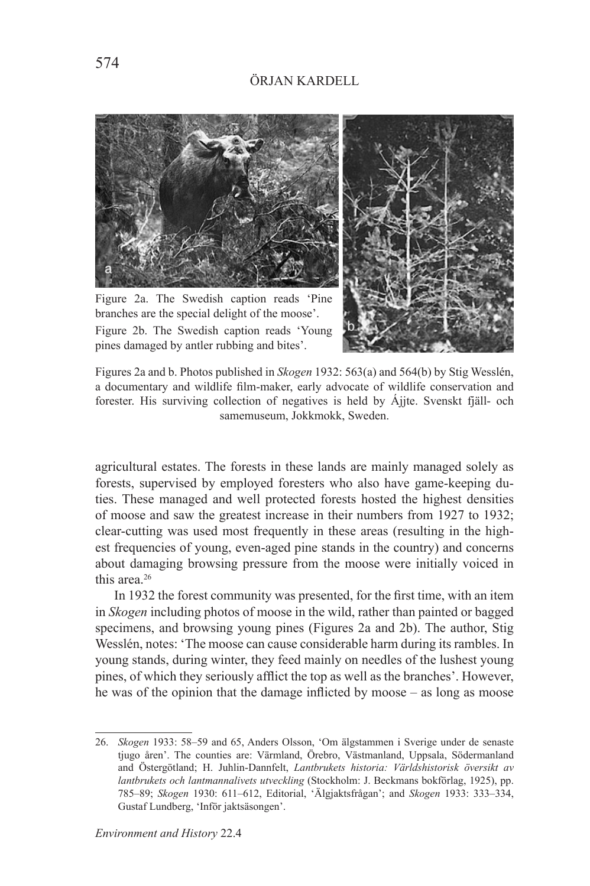Figure 2a. The Swedish caption reads 'Pine branches are the special delight of the moose'.

Figure 2b. The Swedish caption reads 'Young pines damaged by antler rubbing and bites'.

Figures 2a and b. Photos published in *Skogen* 1932: 563(a) and 564(b) by Stig Wesslén, a documentary and wildlife film-maker, early advocate of wildlife conservation and forester. His surviving collection of negatives is held by Ájjte. Svenskt fjäll- och samemuseum, Jokkmokk, Sweden.

agricultural estates. The forests in these lands are mainly managed solely as forests, supervised by employed foresters who also have game-keeping duties. These managed and well protected forests hosted the highest densities of moose and saw the greatest increase in their numbers from 1927 to 1932; clear-cutting was used most frequently in these areas (resulting in the highest frequencies of young, even-aged pine stands in the country) and concerns about damaging browsing pressure from the moose were initially voiced in this area.[26]

In 1932 the forest community was presented, for the first time, with an item in *Skogen* including photos of moose in the wild, rather than painted or bagged specimens, and browsing young pines (Figures 2a and 2b). The author, Stig Wesslén, notes: 'The moose can cause considerable harm during its rambles. In young stands, during winter, they feed mainly on needles of the lushest young pines, of which they seriously afflict the top as well as the branches'. However, he was of the opinion that the damage inflicted by moose – as long as moose

26. *Skogen* 1933: 58–59 and 65, Anders Olsson, 'Om älgstammen i Sverige under de senaste tjugo åren'. The counties are: Värmland, Örebro, Västmanland, Uppsala, Södermanland and Östergötland; H. Juhlin-Dannfelt, *Lantbrukets historia: Världshistorisk översikt av lantbrukets och lantmannalivets utveckling* (Stockholm: J. Beckmans bokförlag, 1925), pp. 785–89; *Skogen* 1930: 611–612, Editorial, 'Älgjaktsfrågan'; and *Skogen* 1933: 333–334, Gustaf Lundberg, 'Inför jaktsäsongen'.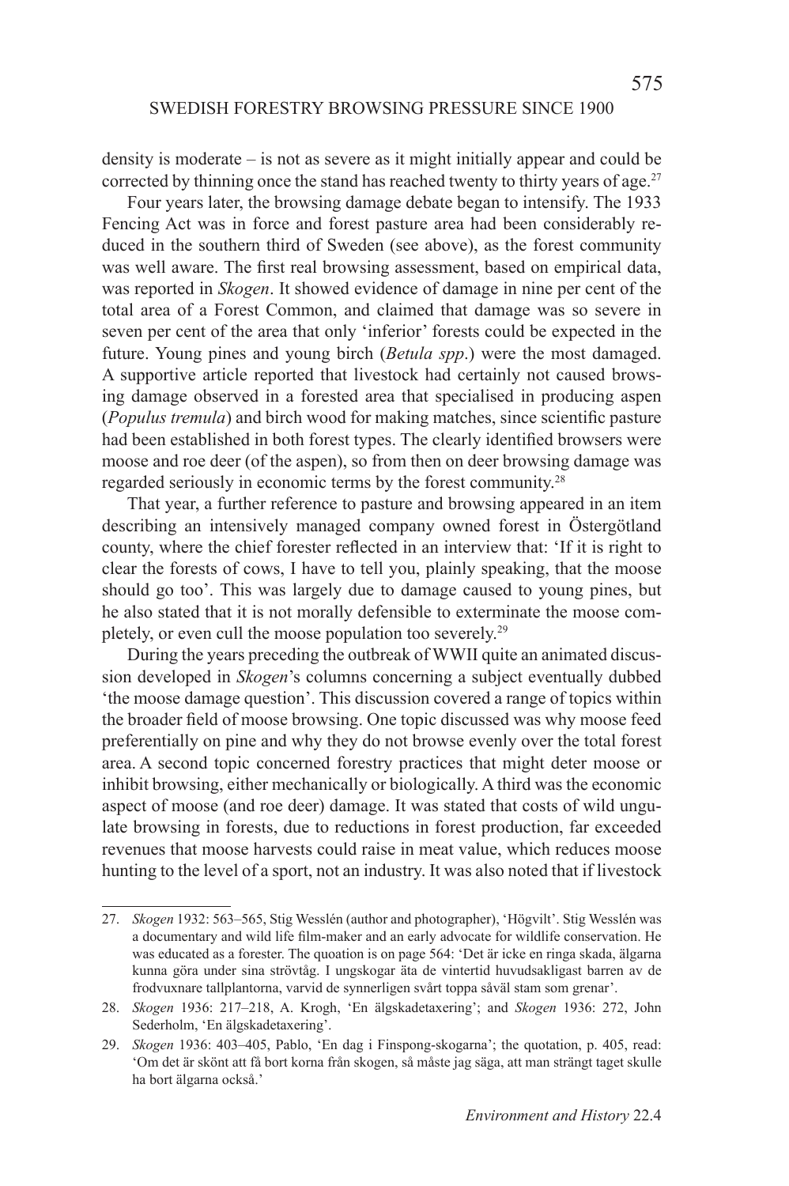density is moderate – is not as severe as it might initially appear and could be corrected by thinning once the stand has reached twenty to thirty years of age.[27]

Four years later, the browsing damage debate began to intensify. The 1933 Fencing Act was in force and forest pasture area had been considerably reduced in the southern third of Sweden (see above), as the forest community was well aware. The first real browsing assessment, based on empirical data, was reported in *Skogen*. It showed evidence of damage in nine per cent of the total area of a Forest Common, and claimed that damage was so severe in seven per cent of the area that only 'inferior' forests could be expected in the future. Young pines and young birch (*Betula spp*.) were the most damaged. A supportive article reported that livestock had certainly not caused browsing damage observed in a forested area that specialised in producing aspen (*Populus tremula*) and birch wood for making matches, since scientific pasture had been established in both forest types. The clearly identified browsers were moose and roe deer (of the aspen), so from then on deer browsing damage was regarded seriously in economic terms by the forest community.[28]

That year, a further reference to pasture and browsing appeared in an item describing an intensively managed company owned forest in Östergötland county, where the chief forester reflected in an interview that: 'If it is right to clear the forests of cows, I have to tell you, plainly speaking, that the moose should go too'. This was largely due to damage caused to young pines, but he also stated that it is not morally defensible to exterminate the moose completely, or even cull the moose population too severely.[29]

During the years preceding the outbreak of WWII quite an animated discussion developed in *Skogen*'s columns concerning a subject eventually dubbed 'the moose damage question'. This discussion covered a range of topics within the broader field of moose browsing. One topic discussed was why moose feed preferentially on pine and why they do not browse evenly over the total forest area. A second topic concerned forestry practices that might deter moose or inhibit browsing, either mechanically or biologically. A third was the economic aspect of moose (and roe deer) damage. It was stated that costs of wild ungulate browsing in forests, due to reductions in forest production, far exceeded revenues that moose harvests could raise in meat value, which reduces moose hunting to the level of a sport, not an industry. It was also noted that if livestock

---

27. *Skogen* 1932: 563–565, Stig Wesslén (author and photographer), 'Högvilt'. Stig Wesslén was a documentary and wild life film-maker and an early advocate for wildlife conservation. He was educated as a forester. The quoation is on page 564: 'Det är icke en ringa skada, älgarna kunna göra under sina strövtåg. I ungskogar äta de vintertid huvudsakligast barren av de frodvuxnare tallplantorna, varvid de synnerligen svårt toppa såväl stam som grenar'.

28. *Skogen* 1936: 217–218, A. Krogh, 'En älgskadetaxering'; and *Skogen* 1936: 272, John Sederholm, 'En älgskadetaxering'.

29. *Skogen* 1936: 403–405, Pablo, 'En dag i Finspong-skogarna'; the quotation, p. 405, read: 'Om det är skönt att få bort korna från skogen, så måste jag säga, att man strängt taget skulle ha bort älgarna också.'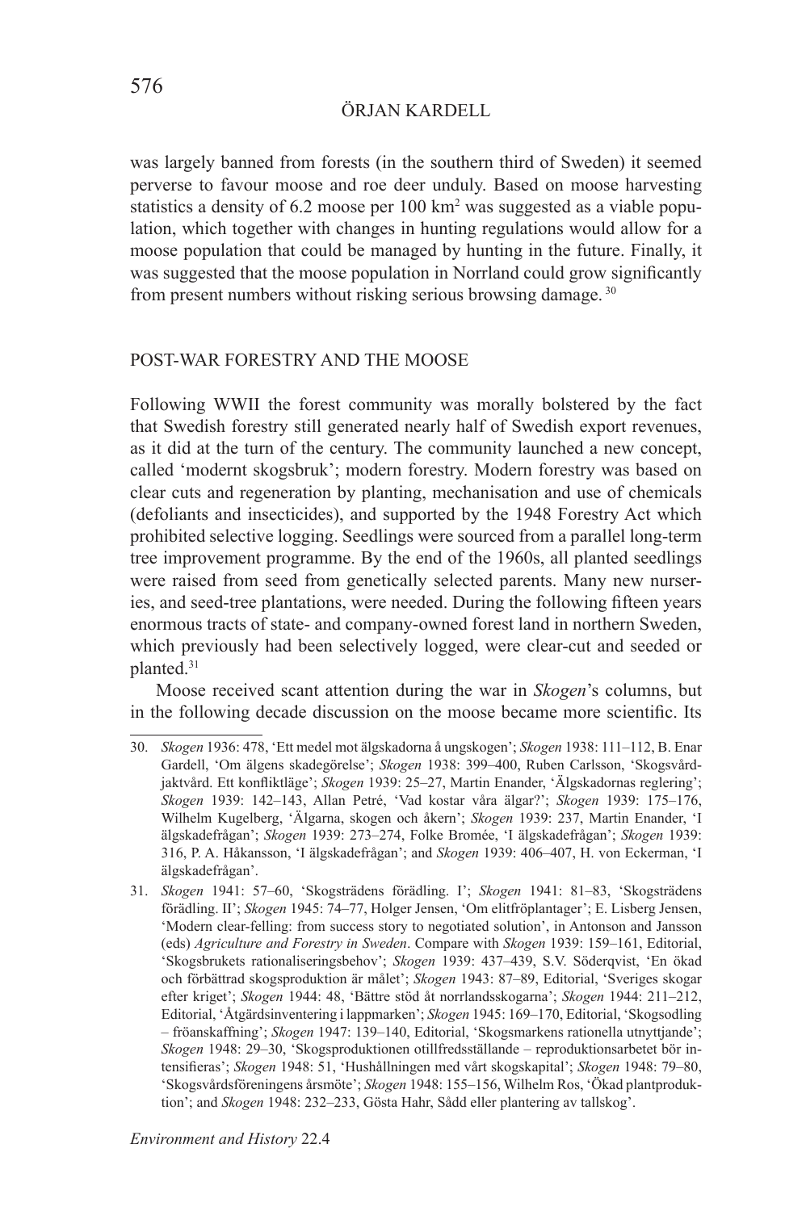was largely banned from forests (in the southern third of Sweden) it seemed perverse to favour moose and roe deer unduly. Based on moose harvesting statistics a density of 6.2 moose per 100 km$^2$ was suggested as a viable population, which together with changes in hunting regulations would allow for a moose population that could be managed by hunting in the future. Finally, it was suggested that the moose population in Norrland could grow significantly from present numbers without risking serious browsing damage.[30]

## POST-WAR FORESTRY AND THE MOOSE

Following WWII the forest community was morally bolstered by the fact that Swedish forestry still generated nearly half of Swedish export revenues, as it did at the turn of the century. The community launched a new concept, called 'modernt skogsbruk'; modern forestry. Modern forestry was based on clear cuts and regeneration by planting, mechanisation and use of chemicals (defoliants and insecticides), and supported by the 1948 Forestry Act which prohibited selective logging. Seedlings were sourced from a parallel long-term tree improvement programme. By the end of the 1960s, all planted seedlings were raised from seed from genetically selected parents. Many new nurseries, and seed-tree plantations, were needed. During the following fifteen years enormous tracts of state- and company-owned forest land in northern Sweden, which previously had been selectively logged, were clear-cut and seeded or planted.[31]

Moose received scant attention during the war in *Skogen*'s columns, but in the following decade discussion on the moose became more scientific. Its

30. *Skogen* 1936: 478, 'Ett medel mot älgskadorna å ungskogen'; *Skogen* 1938: 111–112, B. Enar Gardell, 'Om älgens skadegörelse'; *Skogen* 1938: 399–400, Ruben Carlsson, 'Skogsvård-jaktvård. Ett konfliktläge'; *Skogen* 1939: 25–27, Martin Enander, 'Älgskadornas reglering'; *Skogen* 1939: 142–143, Allan Petré, 'Vad kostar våra älgar?'; *Skogen* 1939: 175–176, Wilhelm Kugelberg, 'Älgarna, skogen och åkern'; *Skogen* 1939: 237, Martin Enander, 'I älgskadefrågan'; *Skogen* 1939: 273–274, Folke Bromée, 'I älgskadefrågan'; *Skogen* 1939: 316, P. A. Håkansson, 'I älgskadefrågan'; and *Skogen* 1939: 406–407, H. von Eckerman, 'I älgskadefrågan'.

31. *Skogen* 1941: 57–60, 'Skogsträdens förädling. I'; *Skogen* 1941: 81–83, 'Skogsträdens förädling. II'; *Skogen* 1945: 74–77, Holger Jensen, 'Om elitfröplantager'; E. Lisberg Jensen, 'Modern clear-felling: from success story to negotiated solution', in Antonson and Jansson (eds) *Agriculture and Forestry in Sweden*. Compare with *Skogen* 1939: 159–161, Editorial, 'Skogsbrukets rationaliseringsbehov'; *Skogen* 1939: 437–439, S.V. Söderqvist, 'En ökad och förbättrad skogsproduktion är målet'; *Skogen* 1943: 87–89, Editorial, 'Sveriges skogar efter kriget'; *Skogen* 1944: 48, 'Bättre stöd åt norrlandsskogarna'; *Skogen* 1944: 211–212, Editorial, 'Åtgärdsinventering i lappmarken'; *Skogen* 1945: 169–170, Editorial, 'Skogsodling – fröanskaffning'; *Skogen* 1947: 139–140, Editorial, 'Skogsmarkens rationella utnyttjande'; *Skogen* 1948: 29–30, 'Skogsproduktionen otillfredsställande – reproduktionsarbetet bör intensifieras'; *Skogen* 1948: 51, 'Hushållningen med vårt skogskapital'; *Skogen* 1948: 79–80, 'Skogsvårdsföreningens årsmöte'; *Skogen* 1948: 155–156, Wilhelm Ros, 'Ökad plantproduktion'; and *Skogen* 1948: 232–233, Gösta Hahr, Sådd eller plantering av tallskog'.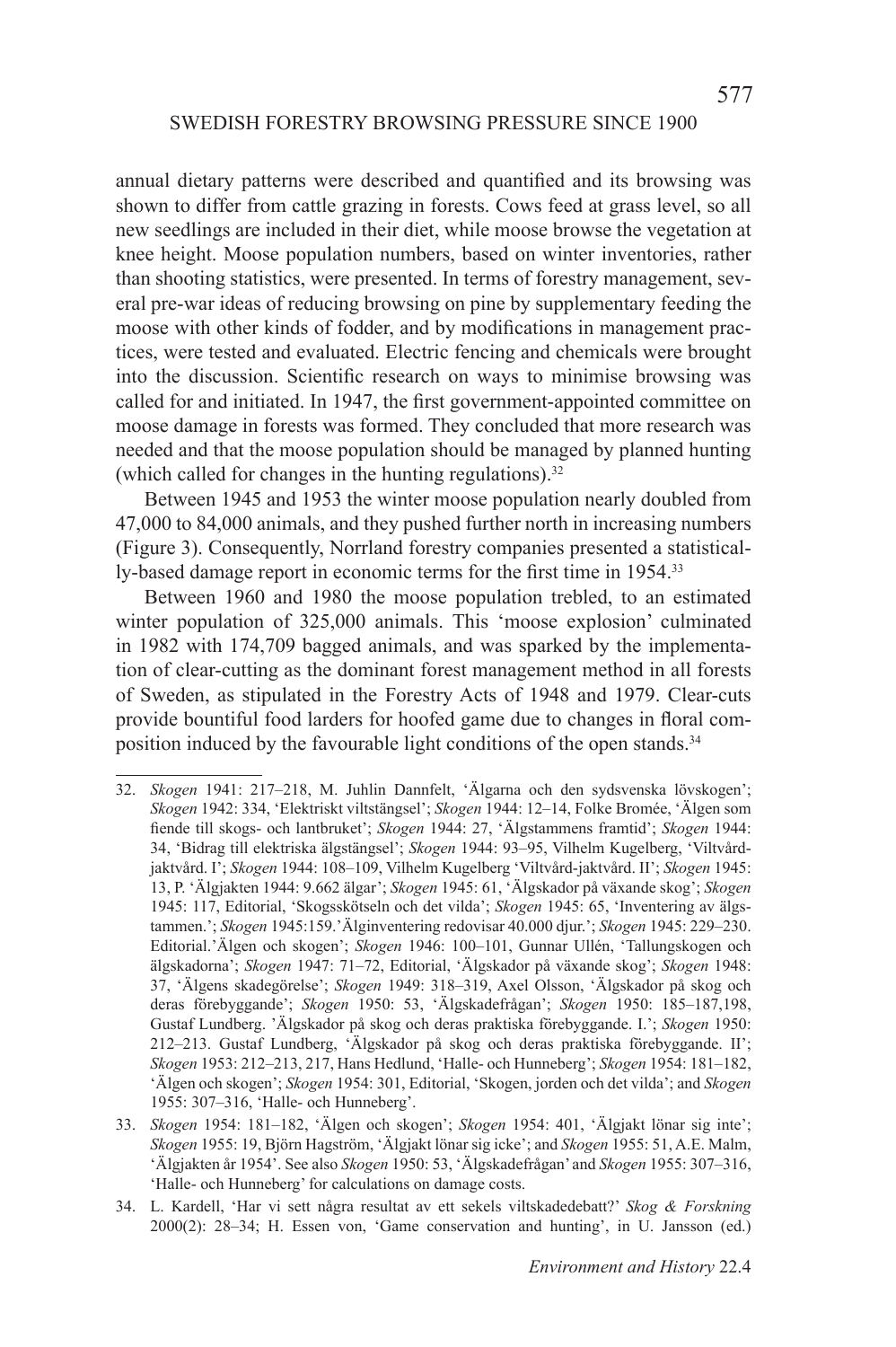annual dietary patterns were described and quantified and its browsing was shown to differ from cattle grazing in forests. Cows feed at grass level, so all new seedlings are included in their diet, while moose browse the vegetation at knee height. Moose population numbers, based on winter inventories, rather than shooting statistics, were presented. In terms of forestry management, several pre-war ideas of reducing browsing on pine by supplementary feeding the moose with other kinds of fodder, and by modifications in management practices, were tested and evaluated. Electric fencing and chemicals were brought into the discussion. Scientific research on ways to minimise browsing was called for and initiated. In 1947, the first government-appointed committee on moose damage in forests was formed. They concluded that more research was needed and that the moose population should be managed by planned hunting (which called for changes in the hunting regulations).[32]

Between 1945 and 1953 the winter moose population nearly doubled from 47,000 to 84,000 animals, and they pushed further north in increasing numbers (Figure 3). Consequently, Norrland forestry companies presented a statistically-based damage report in economic terms for the first time in 1954.[33]

Between 1960 and 1980 the moose population trebled, to an estimated winter population of 325,000 animals. This 'moose explosion' culminated in 1982 with 174,709 bagged animals, and was sparked by the implementation of clear-cutting as the dominant forest management method in all forests of Sweden, as stipulated in the Forestry Acts of 1948 and 1979. Clear-cuts provide bountiful food larders for hoofed game due to changes in floral composition induced by the favourable light conditions of the open stands.[34]

---

32. *Skogen* 1941: 217–218, M. Juhlin Dannfelt, 'Älgarna och den sydsvenska lövskogen'; *Skogen* 1942: 334, 'Elektriskt viltstängsel'; *Skogen* 1944: 12–14, Folke Bromée, 'Älgen som fiende till skogs- och lantbruket'; *Skogen* 1944: 27, 'Älgstammens framtid'; *Skogen* 1944: 34, 'Bidrag till elektriska älgstängsel'; *Skogen* 1944: 93–95, Vilhelm Kugelberg, 'Viltvård-jaktvård. I'; *Skogen* 1944: 108–109, Vilhelm Kugelberg 'Viltvård-jaktvård. II'; *Skogen* 1945: 13, P. 'Älgjakten 1944: 9.662 älgar'; *Skogen* 1945: 61, 'Älgskador på växande skog'; *Skogen* 1945: 117, Editorial, 'Skogsskötseln och det vilda'; *Skogen* 1945: 65, 'Inventering av älgstammen.'; *Skogen* 1945:159.'Älginventering redovisar 40.000 djur.'; *Skogen* 1945: 229–230. Editorial.'Älgen och skogen'; *Skogen* 1946: 100–101, Gunnar Ullén, 'Tallungskogen och älgskadorna'; *Skogen* 1947: 71–72, Editorial, 'Älgskador på växande skog'; *Skogen* 1948: 37, 'Älgens skadegörelse'; *Skogen* 1949: 318–319, Axel Olsson, 'Älgskador på skog och deras förebyggande'; *Skogen* 1950: 53, 'Älgskadefrågan'; *Skogen* 1950: 185–187,198, Gustaf Lundberg. 'Älgskador på skog och deras praktiska förebyggande. I.'; *Skogen* 1950: 212–213. Gustaf Lundberg, 'Älgskador på skog och deras praktiska förebyggande. II'; *Skogen* 1953: 212–213, 217, Hans Hedlund, 'Halle- och Hunneberg'; *Skogen* 1954: 181–182, 'Älgen och skogen'; *Skogen* 1954: 301, Editorial, 'Skogen, jorden och det vilda'; and *Skogen* 1955: 307–316, 'Halle- och Hunneberg'.

33. *Skogen* 1954: 181–182, 'Älgen och skogen'; *Skogen* 1954: 401, 'Älgjakt lönar sig inte'; *Skogen* 1955: 19, Björn Hagström, 'Älgjakt lönar sig icke'; and *Skogen* 1955: 51, A.E. Malm, 'Älgjakten år 1954'. See also *Skogen* 1950: 53, 'Älgskadefrågan' and *Skogen* 1955: 307–316, 'Halle- och Hunneberg' for calculations on damage costs.

34. L. Kardell, 'Har vi sett några resultat av ett sekels viltskadedebatt?' *Skog & Forskning* 2000(2): 28–34; H. Essen von, 'Game conservation and hunting', in U. Jansson (ed.)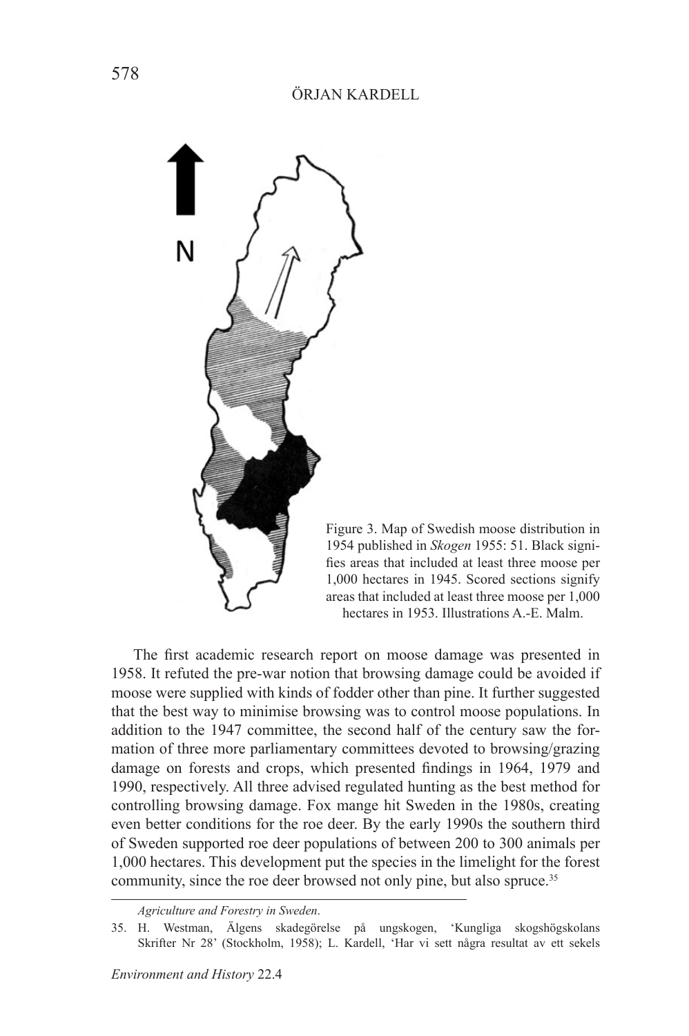Figure 3. Map of Swedish moose distribution in 1954 published in *Skogen* 1955: 51. Black signifies areas that included at least three moose per 1,000 hectares in 1945. Scored sections signify areas that included at least three moose per 1,000 hectares in 1953. Illustrations A.-E. Malm.

The first academic research report on moose damage was presented in 1958. It refuted the pre-war notion that browsing damage could be avoided if moose were supplied with kinds of fodder other than pine. It further suggested that the best way to minimise browsing was to control moose populations. In addition to the 1947 committee, the second half of the century saw the formation of three more parliamentary committees devoted to browsing/grazing damage on forests and crops, which presented findings in 1964, 1979 and 1990, respectively. All three advised regulated hunting as the best method for controlling browsing damage. Fox mange hit Sweden in the 1980s, creating even better conditions for the roe deer. By the early 1990s the southern third of Sweden supported roe deer populations of between 200 to 300 animals per 1,000 hectares. This development put the species in the limelight for the forest community, since the roe deer browsed not only pine, but also spruce.[35]

---

*Agriculture and Forestry in Sweden*.

35. H. Westman, Älgens skadegörelse på ungskogen, 'Kungliga skogshögskolans Skrifter Nr 28' (Stockholm, 1958); L. Kardell, 'Har vi sett några resultat av ett sekels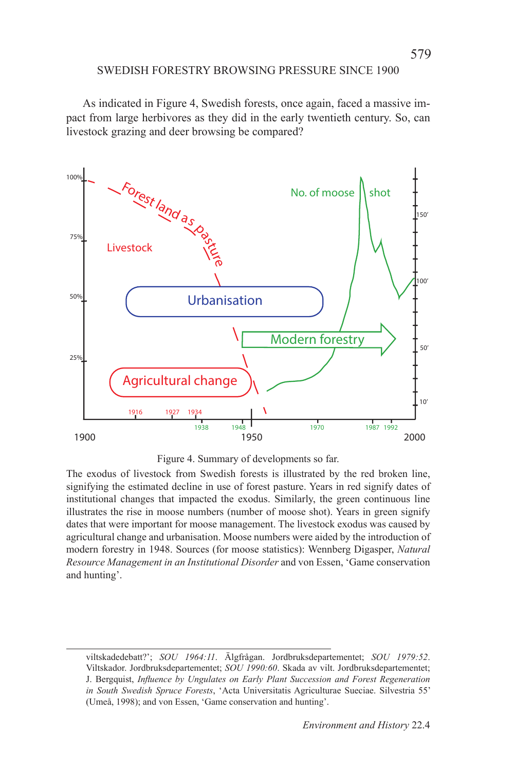As indicated in Figure 4, Swedish forests, once again, faced a massive impact from large herbivores as they did in the early twentieth century. So, can livestock grazing and deer browsing be compared?

Figure 4. Summary of developments so far.

The exodus of livestock from Swedish forests is illustrated by the red broken line, signifying the estimated decline in use of forest pasture. Years in red signify dates of institutional changes that impacted the exodus. Similarly, the green continuous line illustrates the rise in moose numbers (number of moose shot). Years in green signify dates that were important for moose management. The livestock exodus was caused by agricultural change and urbanisation. Moose numbers were aided by the introduction of modern forestry in 1948. Sources (for moose statistics): Wennberg Digasper, *Natural Resource Management in an Institutional Disorder* and von Essen, 'Game conservation and hunting'.

---

viltskadedebatt?'; *SOU 1964:11*. Älgfrågan. Jordbruksdepartementet; *SOU 1979:52*. Viltskador. Jordbruksdepartementet; *SOU 1990:60*. Skada av vilt. Jordbruksdepartementet; J. Bergquist, *Influence by Ungulates on Early Plant Succession and Forest Regeneration in South Swedish Spruce Forests*, 'Acta Universitatis Agriculturae Sueciae. Silvestria 55' (Umeå, 1998); and von Essen, 'Game conservation and hunting'.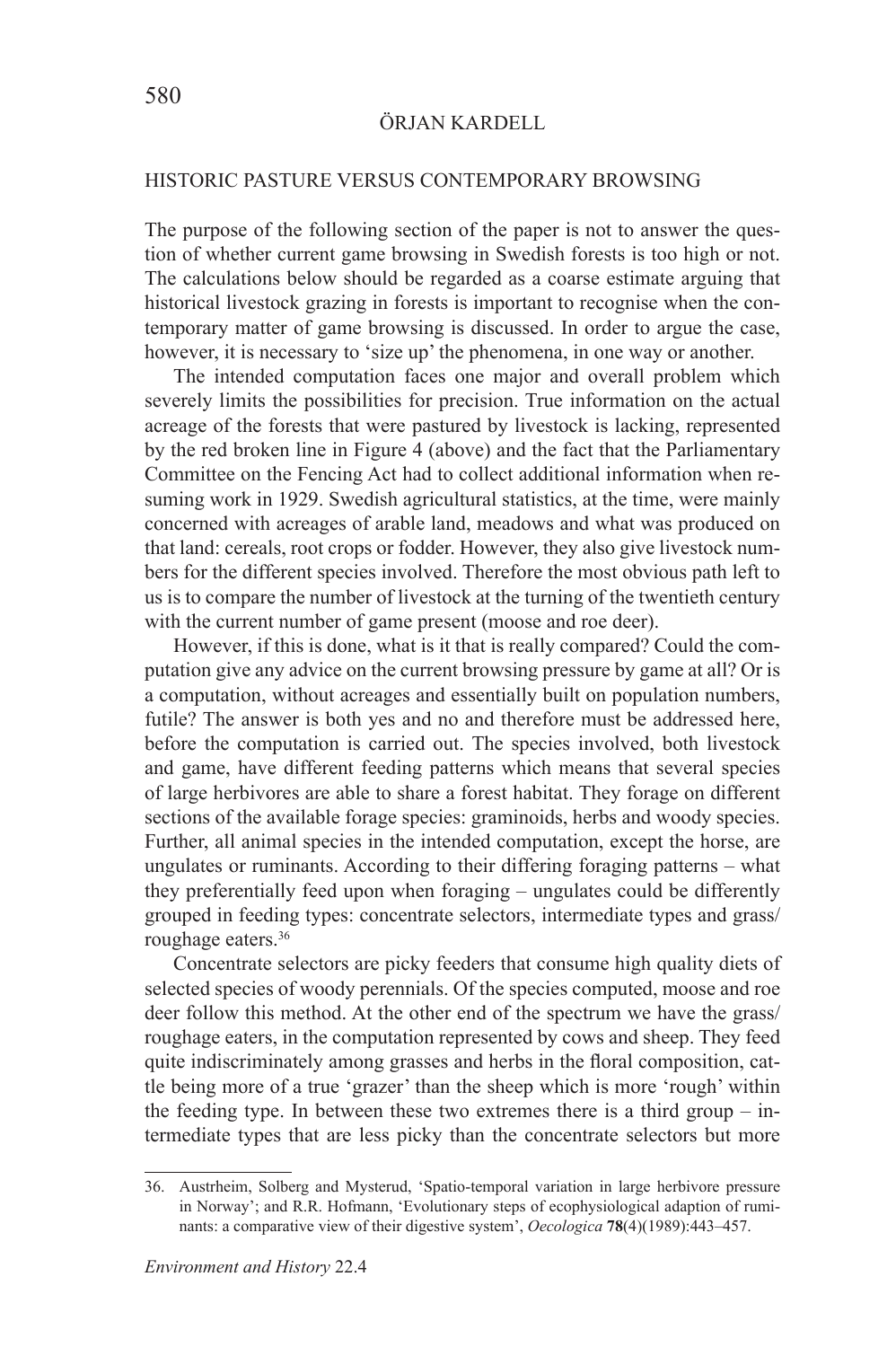## HISTORIC PASTURE VERSUS CONTEMPORARY BROWSING

The purpose of the following section of the paper is not to answer the question of whether current game browsing in Swedish forests is too high or not. The calculations below should be regarded as a coarse estimate arguing that historical livestock grazing in forests is important to recognise when the contemporary matter of game browsing is discussed. In order to argue the case, however, it is necessary to 'size up' the phenomena, in one way or another.

The intended computation faces one major and overall problem which severely limits the possibilities for precision. True information on the actual acreage of the forests that were pastured by livestock is lacking, represented by the red broken line in Figure 4 (above) and the fact that the Parliamentary Committee on the Fencing Act had to collect additional information when resuming work in 1929. Swedish agricultural statistics, at the time, were mainly concerned with acreages of arable land, meadows and what was produced on that land: cereals, root crops or fodder. However, they also give livestock numbers for the different species involved. Therefore the most obvious path left to us is to compare the number of livestock at the turning of the twentieth century with the current number of game present (moose and roe deer).

However, if this is done, what is it that is really compared? Could the computation give any advice on the current browsing pressure by game at all? Or is a computation, without acreages and essentially built on population numbers, futile? The answer is both yes and no and therefore must be addressed here, before the computation is carried out. The species involved, both livestock and game, have different feeding patterns which means that several species of large herbivores are able to share a forest habitat. They forage on different sections of the available forage species: graminoids, herbs and woody species. Further, all animal species in the intended computation, except the horse, are ungulates or ruminants. According to their differing foraging patterns – what they preferentially feed upon when foraging – ungulates could be differently grouped in feeding types: concentrate selectors, intermediate types and grass/roughage eaters.[36]

Concentrate selectors are picky feeders that consume high quality diets of selected species of woody perennials. Of the species computed, moose and roe deer follow this method. At the other end of the spectrum we have the grass/roughage eaters, in the computation represented by cows and sheep. They feed quite indiscriminately among grasses and herbs in the floral composition, cattle being more of a true 'grazer' than the sheep which is more 'rough' within the feeding type. In between these two extremes there is a third group – intermediate types that are less picky than the concentrate selectors but more

---

36. Austrheim, Solberg and Mysterud, 'Spatio-temporal variation in large herbivore pressure in Norway'; and R.R. Hofmann, 'Evolutionary steps of ecophysiological adaption of ruminants: a comparative view of their digestive system', *Oecologica* **78**(4)(1989):443–457.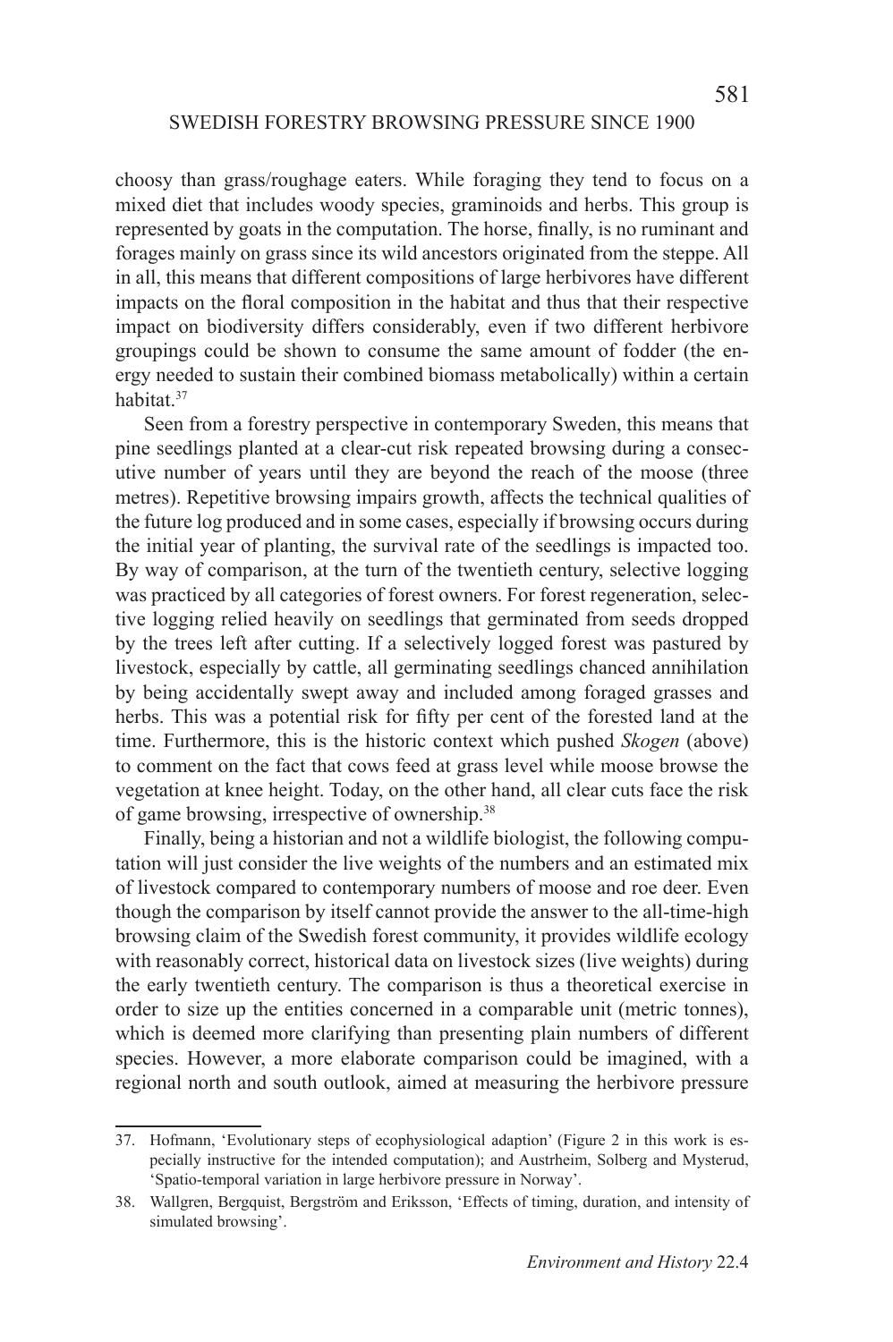choosy than grass/roughage eaters. While foraging they tend to focus on a mixed diet that includes woody species, graminoids and herbs. This group is represented by goats in the computation. The horse, finally, is no ruminant and forages mainly on grass since its wild ancestors originated from the steppe. All in all, this means that different compositions of large herbivores have different impacts on the floral composition in the habitat and thus that their respective impact on biodiversity differs considerably, even if two different herbivore groupings could be shown to consume the same amount of fodder (the energy needed to sustain their combined biomass metabolically) within a certain habitat.[37]

Seen from a forestry perspective in contemporary Sweden, this means that pine seedlings planted at a clear-cut risk repeated browsing during a consecutive number of years until they are beyond the reach of the moose (three metres). Repetitive browsing impairs growth, affects the technical qualities of the future log produced and in some cases, especially if browsing occurs during the initial year of planting, the survival rate of the seedlings is impacted too. By way of comparison, at the turn of the twentieth century, selective logging was practiced by all categories of forest owners. For forest regeneration, selective logging relied heavily on seedlings that germinated from seeds dropped by the trees left after cutting. If a selectively logged forest was pastured by livestock, especially by cattle, all germinating seedlings chanced annihilation by being accidentally swept away and included among foraged grasses and herbs. This was a potential risk for fifty per cent of the forested land at the time. Furthermore, this is the historic context which pushed *Skogen* (above) to comment on the fact that cows feed at grass level while moose browse the vegetation at knee height. Today, on the other hand, all clear cuts face the risk of game browsing, irrespective of ownership.[38]

Finally, being a historian and not a wildlife biologist, the following computation will just consider the live weights of the numbers and an estimated mix of livestock compared to contemporary numbers of moose and roe deer. Even though the comparison by itself cannot provide the answer to the all-time-high browsing claim of the Swedish forest community, it provides wildlife ecology with reasonably correct, historical data on livestock sizes (live weights) during the early twentieth century. The comparison is thus a theoretical exercise in order to size up the entities concerned in a comparable unit (metric tonnes), which is deemed more clarifying than presenting plain numbers of different species. However, a more elaborate comparison could be imagined, with a regional north and south outlook, aimed at measuring the herbivore pressure

37. Hofmann, 'Evolutionary steps of ecophysiological adaption' (Figure 2 in this work is especially instructive for the intended computation); and Austrheim, Solberg and Mysterud, 'Spatio-temporal variation in large herbivore pressure in Norway'.

38. Wallgren, Bergquist, Bergström and Eriksson, 'Effects of timing, duration, and intensity of simulated browsing'.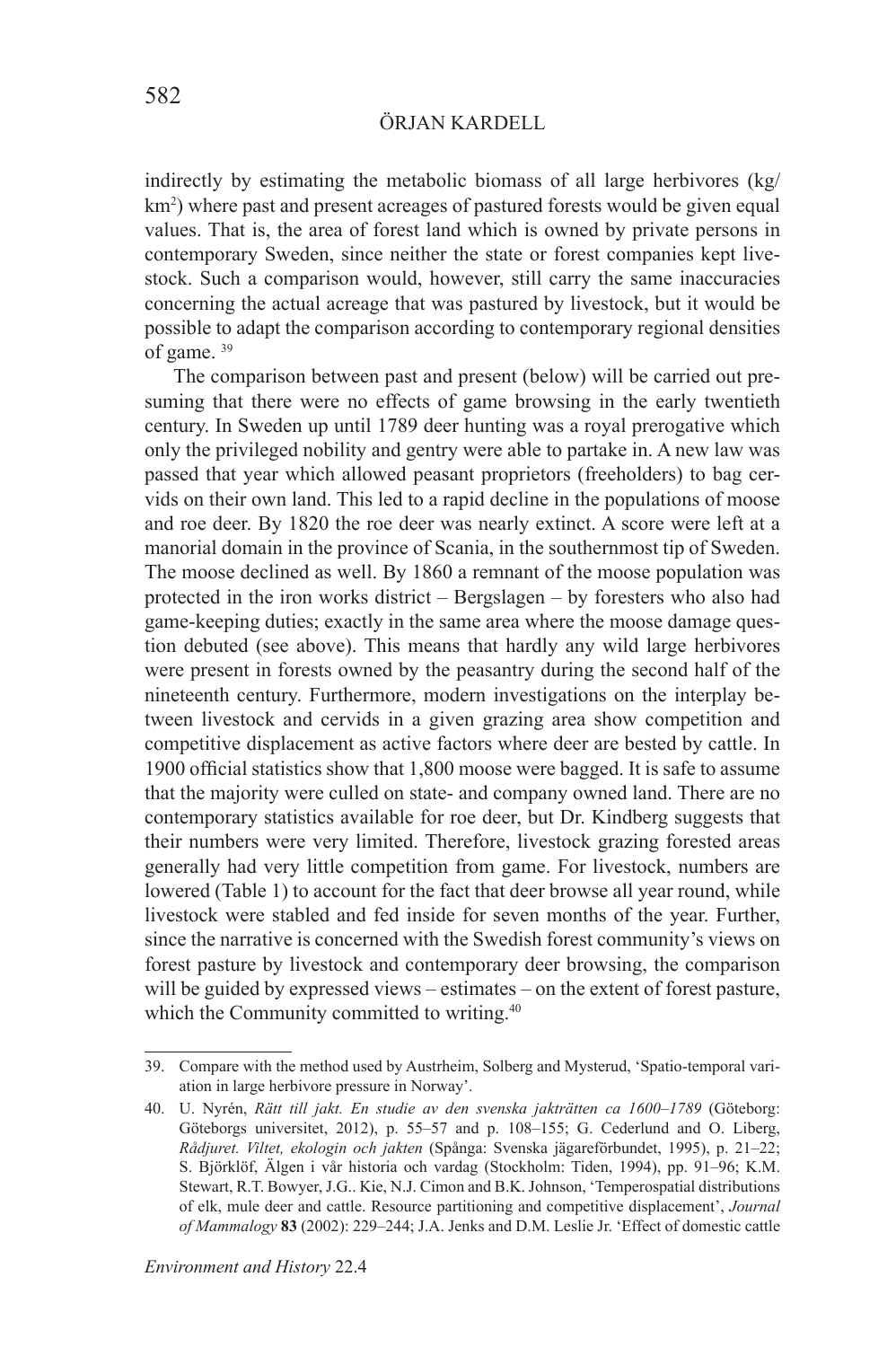indirectly by estimating the metabolic biomass of all large herbivores (kg/km$^2$) where past and present acreages of pastured forests would be given equal values. That is, the area of forest land which is owned by private persons in contemporary Sweden, since neither the state or forest companies kept livestock. Such a comparison would, however, still carry the same inaccuracies concerning the actual acreage that was pastured by livestock, but it would be possible to adapt the comparison according to contemporary regional densities of game. [39]

The comparison between past and present (below) will be carried out presuming that there were no effects of game browsing in the early twentieth century. In Sweden up until 1789 deer hunting was a royal prerogative which only the privileged nobility and gentry were able to partake in. A new law was passed that year which allowed peasant proprietors (freeholders) to bag cervids on their own land. This led to a rapid decline in the populations of moose and roe deer. By 1820 the roe deer was nearly extinct. A score were left at a manorial domain in the province of Scania, in the southernmost tip of Sweden. The moose declined as well. By 1860 a remnant of the moose population was protected in the iron works district – Bergslagen – by foresters who also had game-keeping duties; exactly in the same area where the moose damage question debuted (see above). This means that hardly any wild large herbivores were present in forests owned by the peasantry during the second half of the nineteenth century. Furthermore, modern investigations on the interplay between livestock and cervids in a given grazing area show competition and competitive displacement as active factors where deer are bested by cattle. In 1900 official statistics show that 1,800 moose were bagged. It is safe to assume that the majority were culled on state- and company owned land. There are no contemporary statistics available for roe deer, but Dr. Kindberg suggests that their numbers were very limited. Therefore, livestock grazing forested areas generally had very little competition from game. For livestock, numbers are lowered (Table 1) to account for the fact that deer browse all year round, while livestock were stabled and fed inside for seven months of the year. Further, since the narrative is concerned with the Swedish forest community's views on forest pasture by livestock and contemporary deer browsing, the comparison will be guided by expressed views – estimates – on the extent of forest pasture, which the Community committed to writing.[40]

---

39. Compare with the method used by Austrheim, Solberg and Mysterud, 'Spatio-temporal variation in large herbivore pressure in Norway'.

40. U. Nyrén, *Rätt till jakt. En studie av den svenska jakträtten ca 1600–1789* (Göteborg: Göteborgs universitet, 2012), p. 55–57 and p. 108–155; G. Cederlund and O. Liberg, *Rådjuret. Viltet, ekologin och jakten* (Spånga: Svenska jägareförbundet, 1995), p. 21–22; S. Björklöf, Älgen i vår historia och vardag (Stockholm: Tiden, 1994), pp. 91–96; K.M. Stewart, R.T. Bowyer, J.G.. Kie, N.J. Cimon and B.K. Johnson, 'Temperospatial distributions of elk, mule deer and cattle. Resource partitioning and competitive displacement', *Journal of Mammalogy* **83** (2002): 229–244; J.A. Jenks and D.M. Leslie Jr. 'Effect of domestic cattle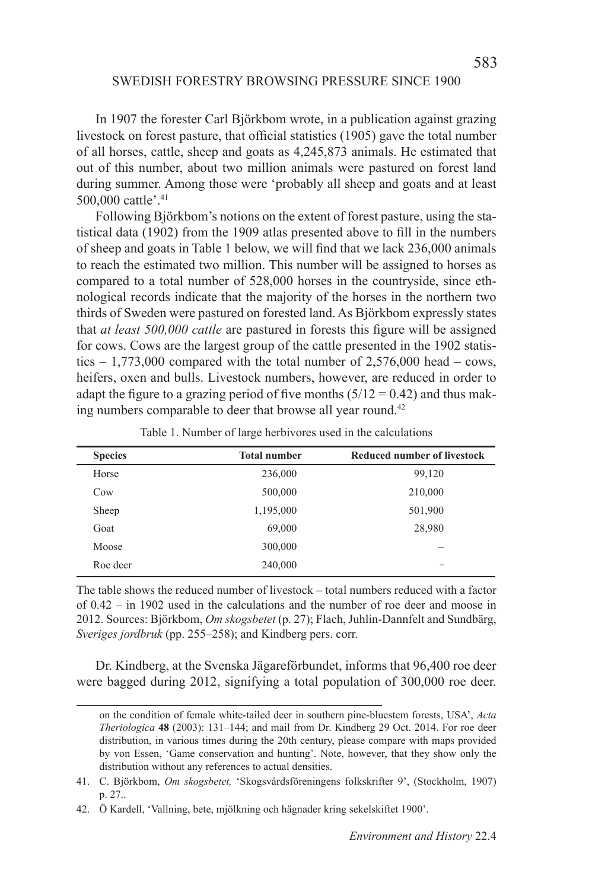In 1907 the forester Carl Björkbom wrote, in a publication against grazing livestock on forest pasture, that official statistics (1905) gave the total number of all horses, cattle, sheep and goats as 4,245,873 animals. He estimated that out of this number, about two million animals were pastured on forest land during summer. Among those were 'probably all sheep and goats and at least 500,000 cattle'.[41]

Following Björkbom's notions on the extent of forest pasture, using the statistical data (1902) from the 1909 atlas presented above to fill in the numbers of sheep and goats in Table 1 below, we will find that we lack 236,000 animals to reach the estimated two million. This number will be assigned to horses as compared to a total number of 528,000 horses in the countryside, since ethnological records indicate that the majority of the horses in the northern two thirds of Sweden were pastured on forested land. As Björkbom expressly states that *at least 500,000 cattle* are pastured in forests this figure will be assigned for cows. Cows are the largest group of the cattle presented in the 1902 statistics – 1,773,000 compared with the total number of 2,576,000 head – cows, heifers, oxen and bulls. Livestock numbers, however, are reduced in order to adapt the figure to a grazing period of five months (5/12 = 0.42) and thus making numbers comparable to deer that browse all year round.[42]

Table 1. Number of large herbivores used in the calculations

| Species | Total number | Reduced number of livestock |
|---|---|---|
| Horse | 236,000 | 99,120 |
| Cow | 500,000 | 210,000 |
| Sheep | 1,195,000 | 501,900 |
| Goat | 69,000 | 28,980 |
| Moose | 300,000 | – |
| Roe deer | 240,000 | – |

The table shows the reduced number of livestock – total numbers reduced with a factor of 0.42 – in 1902 used in the calculations and the number of roe deer and moose in 2012. Sources: Björkbom, *Om skogsbetet* (p. 27); Flach, Juhlin-Dannfelt and Sundbärg, *Sveriges jordbruk* (pp. 255–258); and Kindberg pers. corr.

Dr. Kindberg, at the Svenska Jägareförbundet, informs that 96,400 roe deer were bagged during 2012, signifying a total population of 300,000 roe deer.

---

on the condition of female white-tailed deer in southern pine-bluestem forests, USA', *Acta Theriologica* **48** (2003): 131–144; and mail from Dr. Kindberg 29 Oct. 2014. For roe deer distribution, in various times during the 20th century, please compare with maps provided by von Essen, 'Game conservation and hunting'. Note, however, that they show only the distribution without any references to actual densities.

41. C. Björkbom, *Om skogsbetet,* 'Skogsvårdsföreningens folkskrifter 9', (Stockholm, 1907) p. 27..

42. Ö Kardell, 'Vallning, bete, mjölkning och hägnader kring sekelskiftet 1900'.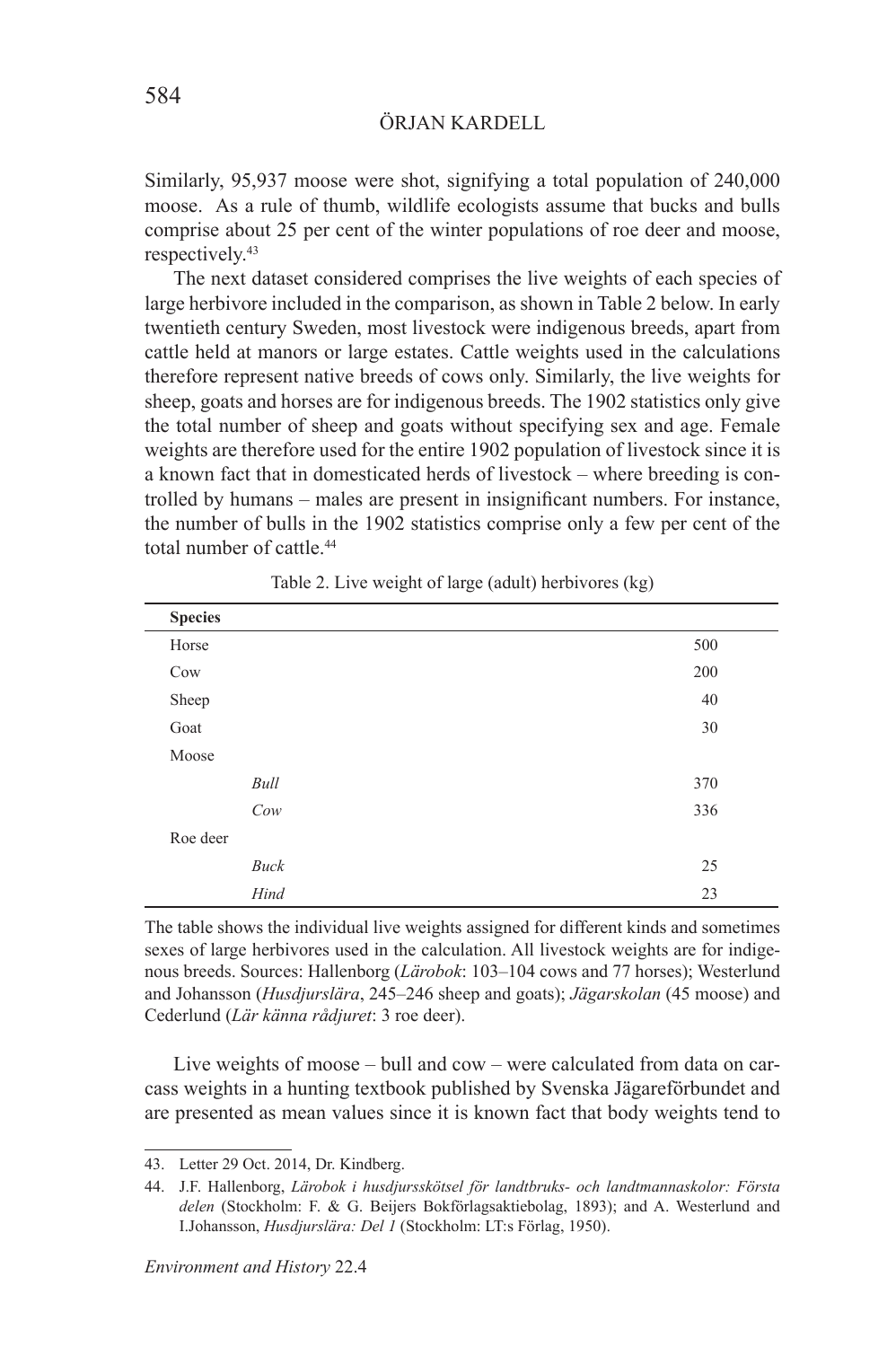Similarly, 95,937 moose were shot, signifying a total population of 240,000 moose. As a rule of thumb, wildlife ecologists assume that bucks and bulls comprise about 25 per cent of the winter populations of roe deer and moose, respectively.[43]

The next dataset considered comprises the live weights of each species of large herbivore included in the comparison, as shown in Table 2 below. In early twentieth century Sweden, most livestock were indigenous breeds, apart from cattle held at manors or large estates. Cattle weights used in the calculations therefore represent native breeds of cows only. Similarly, the live weights for sheep, goats and horses are for indigenous breeds. The 1902 statistics only give the total number of sheep and goats without specifying sex and age. Female weights are therefore used for the entire 1902 population of livestock since it is a known fact that in domesticated herds of livestock – where breeding is controlled by humans – males are present in insignificant numbers. For instance, the number of bulls in the 1902 statistics comprise only a few per cent of the total number of cattle.[44]

Table 2. Live weight of large (adult) herbivores (kg)

| **Species** | | |
|---|---|---|
| Horse | | 500 |
| Cow | | 200 |
| Sheep | | 40 |
| Goat | | 30 |
| Moose | | |
| | *Bull* | 370 |
| | *Cow* | 336 |
| Roe deer | | |
| | *Buck* | 25 |
| | *Hind* | 23 |

The table shows the individual live weights assigned for different kinds and sometimes sexes of large herbivores used in the calculation. All livestock weights are for indigenous breeds. Sources: Hallenborg (*Lärobok*: 103–104 cows and 77 horses); Westerlund and Johansson (*Husdjurslära*, 245–246 sheep and goats); *Jägarskolan* (45 moose) and Cederlund (*Lär känna rådjuret*: 3 roe deer).

Live weights of moose – bull and cow – were calculated from data on carcass weights in a hunting textbook published by Svenska Jägareförbundet and are presented as mean values since it is known fact that body weights tend to

43. Letter 29 Oct. 2014, Dr. Kindberg.

44. J.F. Hallenborg, *Lärobok i husdjursskötsel för landtbruks- och landtmannaskolor: Första delen* (Stockholm: F. & G. Beijers Bokförlagsaktiebolag, 1893); and A. Westerlund and I.Johansson, *Husdjurslära: Del 1* (Stockholm: LT:s Förlag, 1950).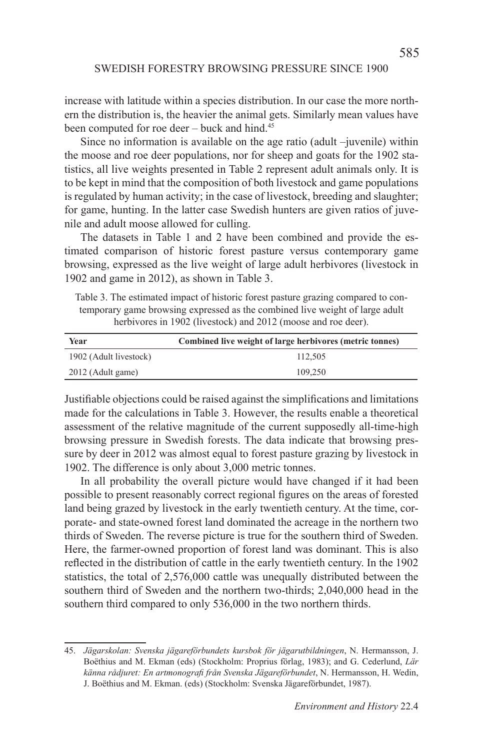increase with latitude within a species distribution. In our case the more northern the distribution is, the heavier the animal gets. Similarly mean values have been computed for roe deer – buck and hind.[45]

Since no information is available on the age ratio (adult –juvenile) within the moose and roe deer populations, nor for sheep and goats for the 1902 statistics, all live weights presented in Table 2 represent adult animals only. It is to be kept in mind that the composition of both livestock and game populations is regulated by human activity; in the case of livestock, breeding and slaughter; for game, hunting. In the latter case Swedish hunters are given ratios of juvenile and adult moose allowed for culling.

The datasets in Table 1 and 2 have been combined and provide the estimated comparison of historic forest pasture versus contemporary game browsing, expressed as the live weight of large adult herbivores (livestock in 1902 and game in 2012), as shown in Table 3.

Table 3. The estimated impact of historic forest pasture grazing compared to contemporary game browsing expressed as the combined live weight of large adult herbivores in 1902 (livestock) and 2012 (moose and roe deer).

| Year | Combined live weight of large herbivores (metric tonnes) |
|---|---|
| 1902 (Adult livestock) | 112,505 |
| 2012 (Adult game) | 109,250 |

Justifiable objections could be raised against the simplifications and limitations made for the calculations in Table 3. However, the results enable a theoretical assessment of the relative magnitude of the current supposedly all-time-high browsing pressure in Swedish forests. The data indicate that browsing pressure by deer in 2012 was almost equal to forest pasture grazing by livestock in 1902. The difference is only about 3,000 metric tonnes.

In all probability the overall picture would have changed if it had been possible to present reasonably correct regional figures on the areas of forested land being grazed by livestock in the early twentieth century. At the time, corporate- and state-owned forest land dominated the acreage in the northern two thirds of Sweden. The reverse picture is true for the southern third of Sweden. Here, the farmer-owned proportion of forest land was dominant. This is also reflected in the distribution of cattle in the early twentieth century. In the 1902 statistics, the total of 2,576,000 cattle was unequally distributed between the southern third of Sweden and the northern two-thirds; 2,040,000 head in the southern third compared to only 536,000 in the two northern thirds.

45. *Jägarskolan: Svenska jägareförbundets kursbok för jägarutbildningen*, N. Hermansson, J. Boëthius and M. Ekman (eds) (Stockholm: Proprius förlag, 1983); and G. Cederlund, *Lär känna rådjuret: En artmonografi från Svenska Jägareförbundet*, N. Hermansson, H. Wedin, J. Boëthius and M. Ekman. (eds) (Stockholm: Svenska Jägareförbundet, 1987).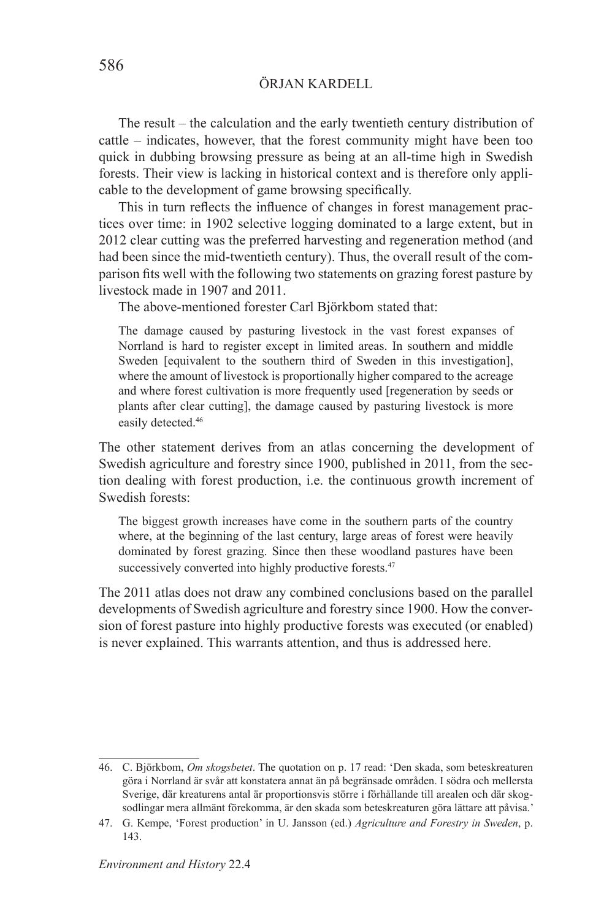The result – the calculation and the early twentieth century distribution of cattle – indicates, however, that the forest community might have been too quick in dubbing browsing pressure as being at an all-time high in Swedish forests. Their view is lacking in historical context and is therefore only applicable to the development of game browsing specifically.

This in turn reflects the influence of changes in forest management practices over time: in 1902 selective logging dominated to a large extent, but in 2012 clear cutting was the preferred harvesting and regeneration method (and had been since the mid-twentieth century). Thus, the overall result of the comparison fits well with the following two statements on grazing forest pasture by livestock made in 1907 and 2011.

The above-mentioned forester Carl Björkbom stated that:

> The damage caused by pasturing livestock in the vast forest expanses of Norrland is hard to register except in limited areas. In southern and middle Sweden [equivalent to the southern third of Sweden in this investigation], where the amount of livestock is proportionally higher compared to the acreage and where forest cultivation is more frequently used [regeneration by seeds or plants after clear cutting], the damage caused by pasturing livestock is more easily detected.[46]

The other statement derives from an atlas concerning the development of Swedish agriculture and forestry since 1900, published in 2011, from the section dealing with forest production, i.e. the continuous growth increment of Swedish forests:

> The biggest growth increases have come in the southern parts of the country where, at the beginning of the last century, large areas of forest were heavily dominated by forest grazing. Since then these woodland pastures have been successively converted into highly productive forests.[47]

The 2011 atlas does not draw any combined conclusions based on the parallel developments of Swedish agriculture and forestry since 1900. How the conversion of forest pasture into highly productive forests was executed (or enabled) is never explained. This warrants attention, and thus is addressed here.

---

46. C. Björkbom, *Om skogsbetet*. The quotation on p. 17 read: 'Den skada, som beteskreaturen göra i Norrland är svår att konstatera annat än på begränsade områden. I södra och mellersta Sverige, där kreaturens antal är proportionsvis större i förhållande till arealen och där skogsodlingar mera allmänt förekomma, är den skada som beteskreaturen göra lättare att påvisa.'

47. G. Kempe, 'Forest production' in U. Jansson (ed.) *Agriculture and Forestry in Sweden*, p. 143.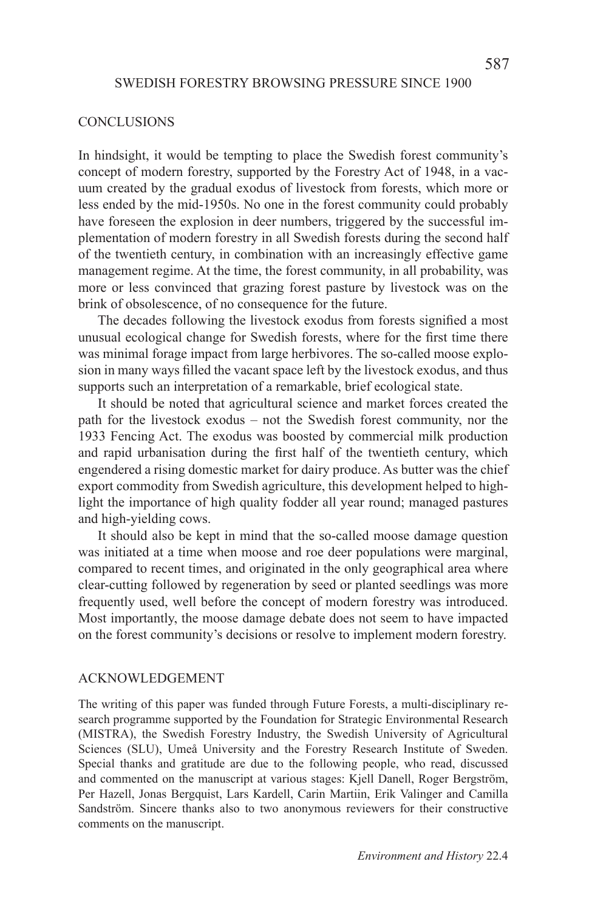## CONCLUSIONS

In hindsight, it would be tempting to place the Swedish forest community's concept of modern forestry, supported by the Forestry Act of 1948, in a vacuum created by the gradual exodus of livestock from forests, which more or less ended by the mid-1950s. No one in the forest community could probably have foreseen the explosion in deer numbers, triggered by the successful implementation of modern forestry in all Swedish forests during the second half of the twentieth century, in combination with an increasingly effective game management regime. At the time, the forest community, in all probability, was more or less convinced that grazing forest pasture by livestock was on the brink of obsolescence, of no consequence for the future.

The decades following the livestock exodus from forests signified a most unusual ecological change for Swedish forests, where for the first time there was minimal forage impact from large herbivores. The so-called moose explosion in many ways filled the vacant space left by the livestock exodus, and thus supports such an interpretation of a remarkable, brief ecological state.

It should be noted that agricultural science and market forces created the path for the livestock exodus – not the Swedish forest community, nor the 1933 Fencing Act. The exodus was boosted by commercial milk production and rapid urbanisation during the first half of the twentieth century, which engendered a rising domestic market for dairy produce. As butter was the chief export commodity from Swedish agriculture, this development helped to highlight the importance of high quality fodder all year round; managed pastures and high-yielding cows.

It should also be kept in mind that the so-called moose damage question was initiated at a time when moose and roe deer populations were marginal, compared to recent times, and originated in the only geographical area where clear-cutting followed by regeneration by seed or planted seedlings was more frequently used, well before the concept of modern forestry was introduced. Most importantly, the moose damage debate does not seem to have impacted on the forest community's decisions or resolve to implement modern forestry.

## ACKNOWLEDGEMENT

The writing of this paper was funded through Future Forests, a multi-disciplinary research programme supported by the Foundation for Strategic Environmental Research (MISTRA), the Swedish Forestry Industry, the Swedish University of Agricultural Sciences (SLU), Umeå University and the Forestry Research Institute of Sweden. Special thanks and gratitude are due to the following people, who read, discussed and commented on the manuscript at various stages: Kjell Danell, Roger Bergström, Per Hazell, Jonas Bergquist, Lars Kardell, Carin Martiin, Erik Valinger and Camilla Sandström. Sincere thanks also to two anonymous reviewers for their constructive comments on the manuscript.